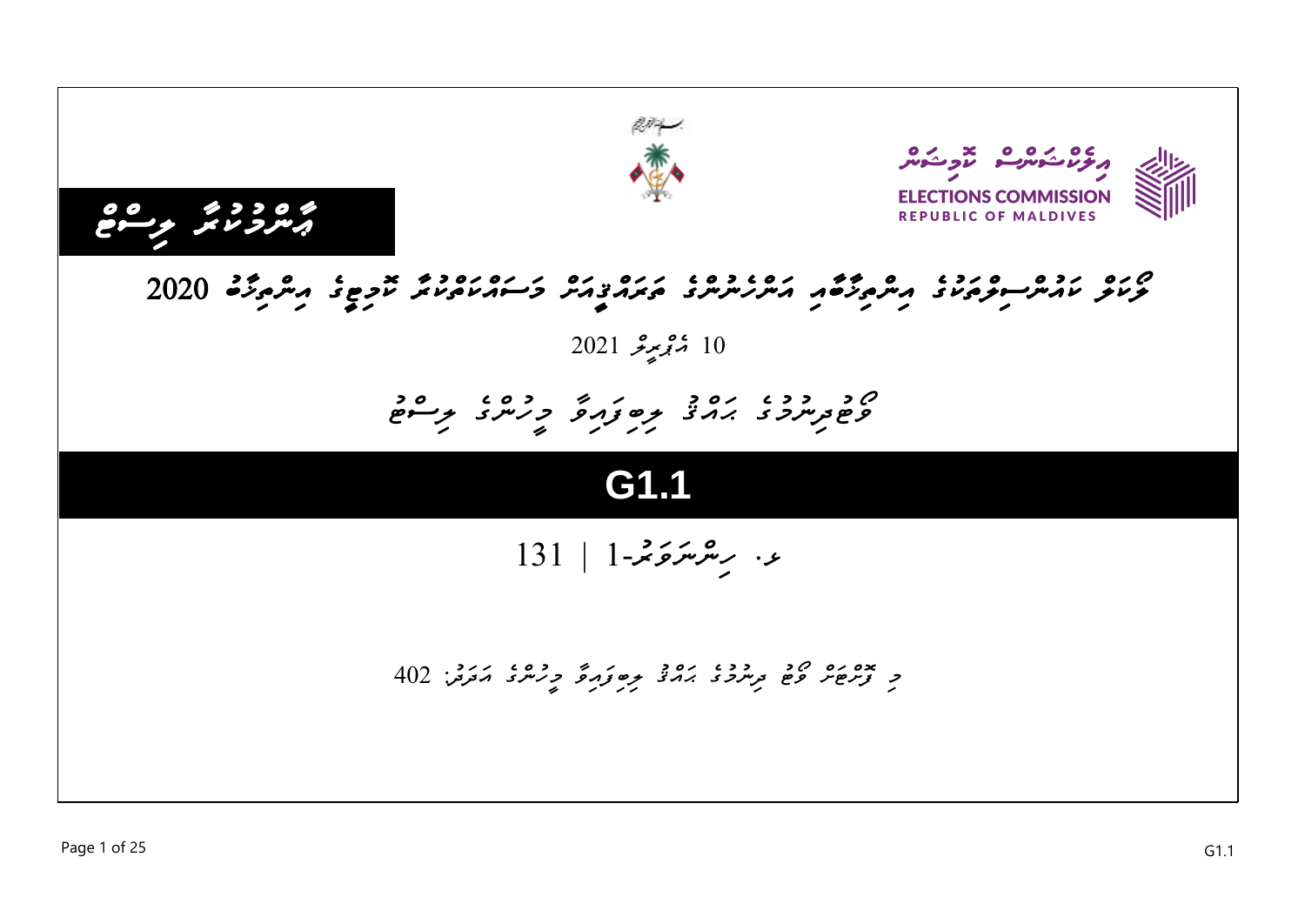އިލެކްޝަންސް ކޮމިޝަން

ELECTIONS COMMISSION
REPUBLIC OF MALDIVES

بسم الله الرحمن الرحيم

# އާންމުކުރާ ލިސްޓު

## ލޯކަލް ކައުންސިލްތަކުގެ އިންތިޚާބާއި އަންހެނުންގެ ތަރައްޤީއަށް މަސައްކަތްކުރާ ކޮމިޓީގެ އިންތިޚާބު 2020

10 އެޕްރީލް 2021

## ވޯޓުދިނުމުގެ ޙައްޤު ލިބިފައިވާ މީހުންގެ ލިސްޓު

# G1.1

ޅ. ހިންނަވަރު-1 | 131

މި ފޮތުގައި ވޯޓު ދިނުމުގެ ޙައްޤު ލިބިފައިވާ މީހުންގެ އަދަދު: 402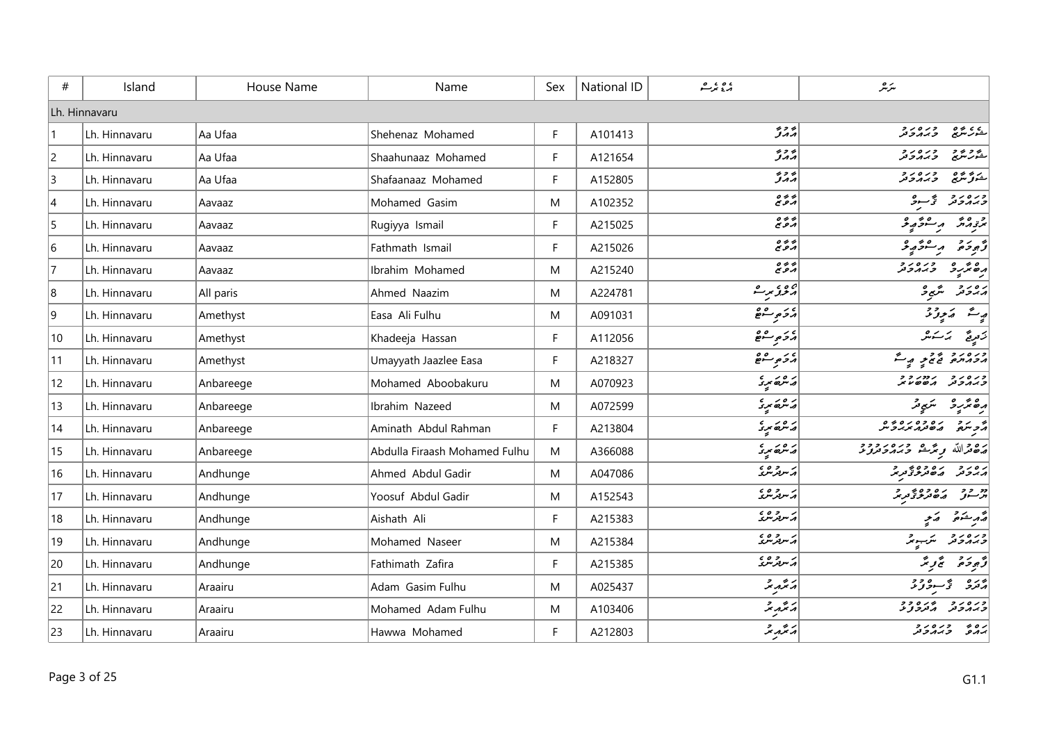| # | Island | House Name | Name | Sex | National ID | ގެއުގެ ނަން | ނަން |
|---|---|---|---|---|---|---|---|
| Lh. Hinnavaru | | | | | | | |
| 1 | Lh. Hinnavaru | Aa Ufaa | Shehenaz Mohamed | F | A101413 | އާއުފާ | ޝެހެނާޒް މުހައްމަދު |
| 2 | Lh. Hinnavaru | Aa Ufaa | Shaahunaaz Mohamed | F | A121654 | އާއުފާ | ޝާހުނާޒް މުހައްމަދު |
| 3 | Lh. Hinnavaru | Aa Ufaa | Shafaanaaz Mohamed | F | A152805 | އާއުފާ | ޝަފާނާޒް މުހައްމަދު |
| 4 | Lh. Hinnavaru | Aavaaz | Mohamed Gasim | M | A102352 | އާވާޒް | މުހައްމަދު ޤާސިމް |
| 5 | Lh. Hinnavaru | Aavaaz | Rugiyya Ismail | F | A215025 | އާވާޒް | ރުގިއްޔާ އިސްމާޢީލް |
| 6 | Lh. Hinnavaru | Aavaaz | Fathmath Ismail | F | A215026 | އާވާޒް | ފާތިމަތު އިސްމާޢީލް |
| 7 | Lh. Hinnavaru | Aavaaz | Ibrahim Mohamed | M | A215240 | އާވާޒް | އިބްރާހީމް މުހައްމަދު |
| 8 | Lh. Hinnavaru | All paris | Ahmed Naazim | M | A224781 | އޯލްޕެރިސް | އަހުމަދު ނާޒިމް |
| 9 | Lh. Hinnavaru | Amethyst | Easa Ali Fulhu | M | A091031 | އެމަތިސްޓް | ޢީސާ އަލިފުޅު |
| 10 | Lh. Hinnavaru | Amethyst | Khadeeja Hassan | F | A112056 | އެމަތިސްޓް | ޚަދީޖާ ހަސަން |
| 11 | Lh. Hinnavaru | Amethyst | Umayyath Jaazlee Easa | F | A218327 | އެމަތިސްޓް | އުމައްޔަތު ޖާޒްލީ ޢީސާ |
| 12 | Lh. Hinnavaru | Anbareege | Mohamed Aboobakuru | M | A070923 | އަންބަރީގެ | މުހައްމަދު އަބޫބަކުރު |
| 13 | Lh. Hinnavaru | Anbareege | Ibrahim Nazeed | M | A072599 | އަންބަރީގެ | އިބްރާހީމް ނަޒީދު |
| 14 | Lh. Hinnavaru | Anbareege | Aminath Abdul Rahman | F | A213804 | އަންބަރީގެ | އާމިނަތު އަބްދުއްރަޙްމާން |
| 15 | Lh. Hinnavaru | Anbareege | Abdulla Firaash Mohamed Fulhu | M | A366088 | އަންބަރީގެ | އަބްދުﷲ ފިރާޝް މުހައްމަދުފުޅު |
| 16 | Lh. Hinnavaru | Andhunge | Ahmed Abdul Gadir | M | A047086 | އަނދުންގެ | އަހުމަދު އަބްދުލްޤާދިރު |
| 17 | Lh. Hinnavaru | Andhunge | Yoosuf Abdul Gadir | M | A152543 | އަނދުންގެ | ޔޫސުފް އަބްދުލްޤާދިރު |
| 18 | Lh. Hinnavaru | Andhunge | Aishath Ali | F | A215383 | އަނދުންގެ | ޢާއިޝަތު ޢަލީ |
| 19 | Lh. Hinnavaru | Andhunge | Mohamed Naseer | M | A215384 | އަނދުންގެ | މުހައްމަދު ނަސީރު |
| 20 | Lh. Hinnavaru | Andhunge | Fathimath Zafira | F | A215385 | އަނދުންގެ | ފާތިމަތު ޒާފިރާ |
| 21 | Lh. Hinnavaru | Araairu | Adam Gasim Fulhu | M | A025437 | އަރާއިރު | އާދަމް ޤާސިމްފުޅު |
| 22 | Lh. Hinnavaru | Araairu | Mohamed Adam Fulhu | M | A103406 | އަރާއިރު | މުހައްމަދު އާދަމްފުޅު |
| 23 | Lh. Hinnavaru | Araairu | Hawwa Mohamed | F | A212803 | އަރާއިރު | ހައްވާ މުހައްމަދު |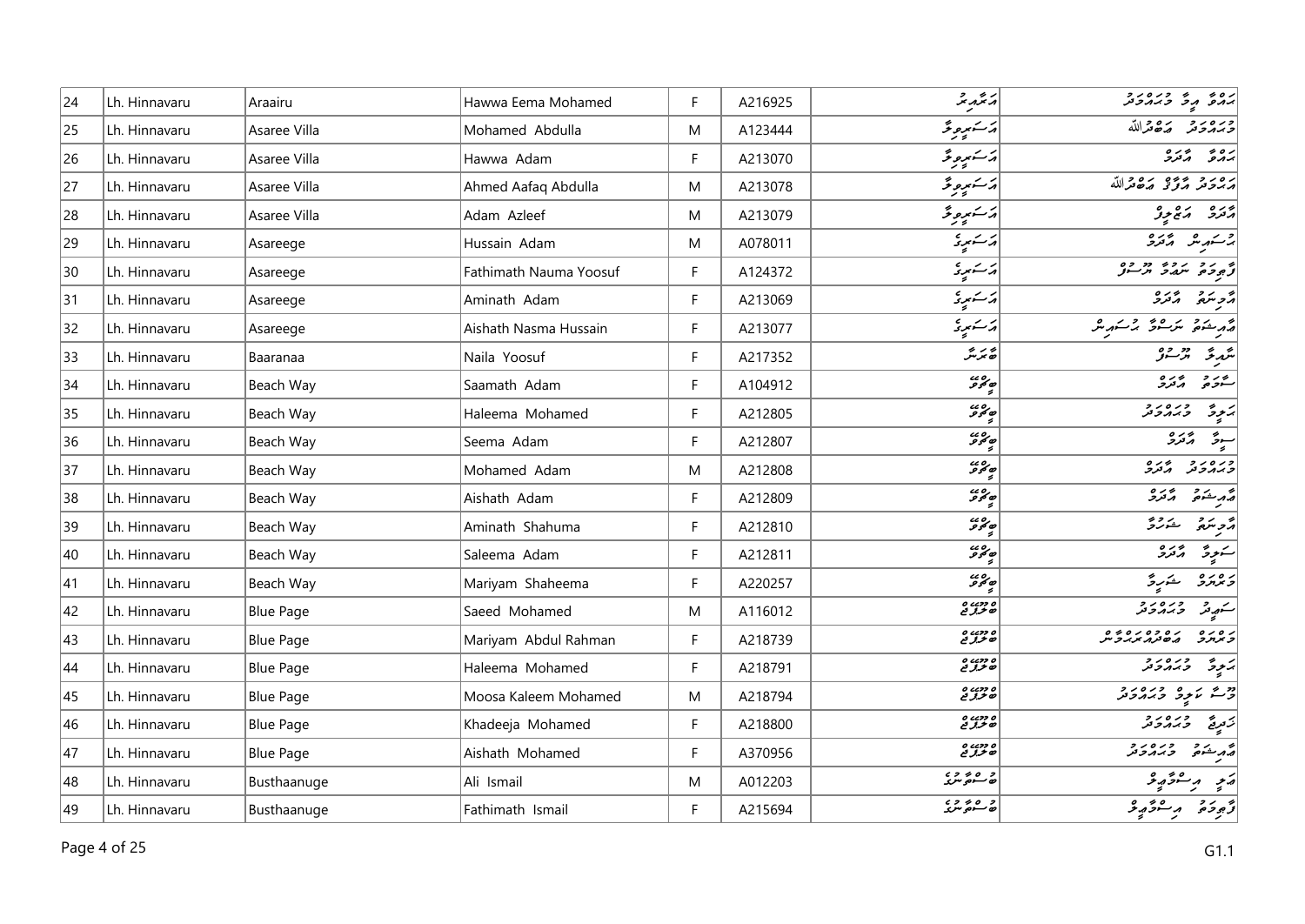| 24 | Lh. Hinnavaru | Araairu | Hawwa Eema Mohamed | F | A216925 | އަރާއިރު | ހައްވާ އީމާ މުހައްމަދު |
|---|---|---|---|---|---|---|---|
| 25 | Lh. Hinnavaru | Asaree Villa | Mohamed Abdulla | M | A123444 | އަސަރީވިލާ | މުހައްމަދު އަބްދުﷲ |
| 26 | Lh. Hinnavaru | Asaree Villa | Hawwa Adam | F | A213070 | އަސަރީވިލާ | ހައްވާ އާދަމް |
| 27 | Lh. Hinnavaru | Asaree Villa | Ahmed Aafaq Abdulla | M | A213078 | އަސަރީވިލާ | އަޙްމަދު އާފާޤު އަބްދުﷲ |
| 28 | Lh. Hinnavaru | Asaree Villa | Adam Azleef | M | A213079 | އަސަރީވިލާ | އާދަމް އަޒްލީފު |
| 29 | Lh. Hinnavaru | Asareege | Hussain Adam | M | A078011 | އަސަރީގެ | ހުސައިން އާދަމް |
| 30 | Lh. Hinnavaru | Asareege | Fathimath Nauma Yoosuf | F | A124372 | އަސަރީގެ | ފާތިމަތު ނައުމާ ޔޫސުފު |
| 31 | Lh. Hinnavaru | Asareege | Aminath Adam | F | A213069 | އަސަރީގެ | އާމިނަތު އާދަމް |
| 32 | Lh. Hinnavaru | Asareege | Aishath Nasma Hussain | F | A213077 | އަސަރީގެ | އާއިޝަތު ނަސްމާ ހުސައިން |
| 33 | Lh. Hinnavaru | Baaranaa | Naila Yoosuf | F | A217352 | ބާރަނާ | ނާއިލާ ޔޫސުފު |
| 34 | Lh. Hinnavaru | Beach Way | Saamath Adam | F | A104912 | ބީޗްވޭ | ސާމަތު އާދަމް |
| 35 | Lh. Hinnavaru | Beach Way | Haleema Mohamed | F | A212805 | ބީޗްވޭ | ހަލީމާ މުހައްމަދު |
| 36 | Lh. Hinnavaru | Beach Way | Seema Adam | F | A212807 | ބީޗްވޭ | ސީމާ އާދަމް |
| 37 | Lh. Hinnavaru | Beach Way | Mohamed Adam | M | A212808 | ބީޗްވޭ | މުހައްމަދު އާދަމް |
| 38 | Lh. Hinnavaru | Beach Way | Aishath Adam | F | A212809 | ބީޗްވޭ | އާއިޝަތު އާދަމް |
| 39 | Lh. Hinnavaru | Beach Way | Aminath Shahuma | F | A212810 | ބީޗްވޭ | އާމިނަތު ޝަހުމާ |
| 40 | Lh. Hinnavaru | Beach Way | Saleema Adam | F | A212811 | ބީޗްވޭ | ސަލީމާ އާދަމް |
| 41 | Lh. Hinnavaru | Beach Way | Mariyam Shaheema | F | A220257 | ބީޗްވޭ | މަރިޔަމް ޝަހީމާ |
| 42 | Lh. Hinnavaru | Blue Page | Saeed Mohamed | M | A116012 | ބްލޫޕޭޖް | ސައީދު މުހައްމަދު |
| 43 | Lh. Hinnavaru | Blue Page | Mariyam Abdul Rahman | F | A218739 | ބްލޫޕޭޖް | މަރިޔަމް އަބްދުއްރަޙްމާން |
| 44 | Lh. Hinnavaru | Blue Page | Haleema Mohamed | F | A218791 | ބްލޫޕޭޖް | ހަލީމާ މުހައްމަދު |
| 45 | Lh. Hinnavaru | Blue Page | Moosa Kaleem Mohamed | M | A218794 | ބްލޫޕޭޖް | މޫސާ ކަލީމް މުހައްމަދު |
| 46 | Lh. Hinnavaru | Blue Page | Khadeeja Mohamed | F | A218800 | ބްލޫޕޭޖް | ޚަދީޖާ މުހައްމަދު |
| 47 | Lh. Hinnavaru | Blue Page | Aishath Mohamed | F | A370956 | ބްލޫޕޭޖް | އާއިޝަތު މުހައްމަދު |
| 48 | Lh. Hinnavaru | Busthaanuge | Ali Ismail | M | A012203 | ބުސްތާނުގެ | އަލި އިސްމާއިލް |
| 49 | Lh. Hinnavaru | Busthaanuge | Fathimath Ismail | F | A215694 | ބުސްތާނުގެ | ފާތިމަތު އިސްމާއިލް |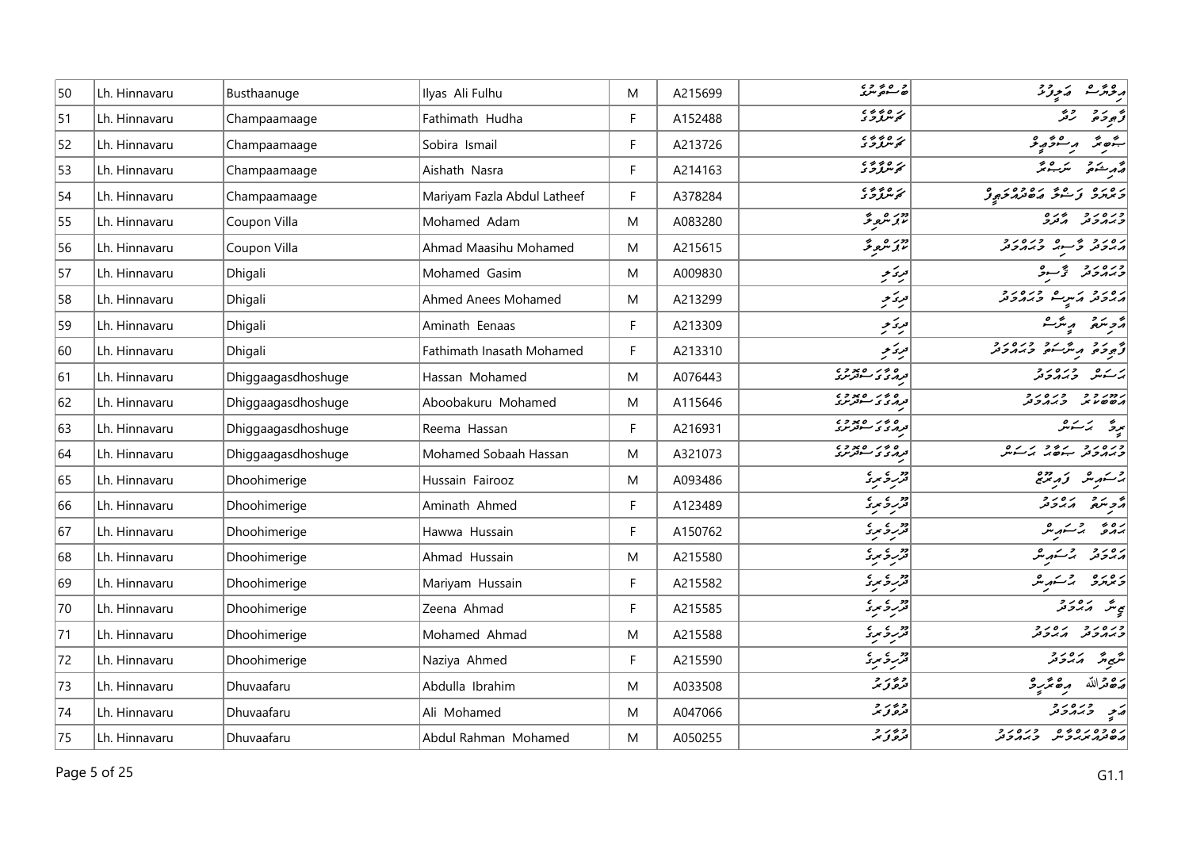| 50 | Lh. Hinnavaru | Busthaanuge | Ilyas Ali Fulhu | M | A215699 | ބުސްތާނުގެ | އިލްޔާސް ޢަލިފުޅު |
|---|---|---|---|---|---|---|---|
| 51 | Lh. Hinnavaru | Champaamaage | Fathimath Hudha | F | A152488 | ޗަންޕާމާގެ | ފާތިމަތު ހުދާ |
| 52 | Lh. Hinnavaru | Champaamaage | Sobira Ismail | F | A213726 | ޗަންޕާމާގެ | ޞާބިރާ އިސްމާޢިލް |
| 53 | Lh. Hinnavaru | Champaamaage | Aishath Nasra | F | A214163 | ޗަންޕާމާގެ | ޢާއިޝަތު ނަޞްރާ |
| 54 | Lh. Hinnavaru | Champaamaage | Mariyam Fazla Abdul Latheef | F | A378284 | ޗަންޕާމާގެ | މަރިޔަމް ފަޟްލާ އަބްދުއްލަޠީފް |
| 55 | Lh. Hinnavaru | Coupon Villa | Mohamed Adam | M | A083280 | ކޫޕަންވިލާ | މުޙައްމަދު އާދަމް |
| 56 | Lh. Hinnavaru | Coupon Villa | Ahmad Maasihu Mohamed | M | A215615 | ކޫޕަންވިލާ | އަޙްމަދު މާސިހު މުޙައްމަދު |
| 57 | Lh. Hinnavaru | Dhigali | Mohamed Gasim | M | A009830 | ދިގަލި | މުޙައްމަދު ޤާސިމް |
| 58 | Lh. Hinnavaru | Dhigali | Ahmed Anees Mohamed | M | A213299 | ދިގަލި | އަޙްމަދު އަނީސް މުޙައްމަދު |
| 59 | Lh. Hinnavaru | Dhigali | Aminath Eenaas | F | A213309 | ދިގަލި | އާމިނަތު އީނާސް |
| 60 | Lh. Hinnavaru | Dhigali | Fathimath Inasath Mohamed | F | A213310 | ދިގަލި | ފާތިމަތު އިނާސަތު މުޙައްމަދު |
| 61 | Lh. Hinnavaru | Dhiggaagasdhoshuge | Hassan Mohamed | M | A076443 | ދިއްގާގަސްދޮށުގެ | ޙަސަން މުޙައްމަދު |
| 62 | Lh. Hinnavaru | Dhiggaagasdhoshuge | Aboobakuru Mohamed | M | A115646 | ދިއްގާގަސްދޮށުގެ | އަބޫބަކުރު މުޙައްމަދު |
| 63 | Lh. Hinnavaru | Dhiggaagasdhoshuge | Reema Hassan | F | A216931 | ދިއްގާގަސްދޮށުގެ | ރީމާ ހަސަން |
| 64 | Lh. Hinnavaru | Dhiggaagasdhoshuge | Mohamed Sobaah Hassan | M | A321073 | ދިއްގާގަސްދޮށުގެ | މުޙައްމަދު ޞަބާޙް ހަސަން |
| 65 | Lh. Hinnavaru | Dhoohimerige | Hussain Fairooz | M | A093486 | ދޫހިމެރިގެ | ހުސައިން ފައިރޫޒު |
| 66 | Lh. Hinnavaru | Dhoohimerige | Aminath Ahmed | F | A123489 | ދޫހިމެރިގެ | އާމިނަތު އަޙްމަދު |
| 67 | Lh. Hinnavaru | Dhoohimerige | Hawwa Hussain | F | A150762 | ދޫހިމެރިގެ | ހައްވާ ހުސައިން |
| 68 | Lh. Hinnavaru | Dhoohimerige | Ahmad Hussain | M | A215580 | ދޫހިމެރިގެ | އަޙްމަދު ހުސައިން |
| 69 | Lh. Hinnavaru | Dhoohimerige | Mariyam Hussain | F | A215582 | ދޫހިމެރިގެ | މަރިޔަމް ހުސައިން |
| 70 | Lh. Hinnavaru | Dhoohimerige | Zeena Ahmad | F | A215585 | ދޫހިމެރިގެ | ޒީނާ އަޙްމަދު |
| 71 | Lh. Hinnavaru | Dhoohimerige | Mohamed Ahmad | M | A215588 | ދޫހިމެރިގެ | މުޙައްމަދު އަޙްމަދު |
| 72 | Lh. Hinnavaru | Dhoohimerige | Naziya Ahmed | F | A215590 | ދޫހިމެރިގެ | ނާޒިޔާ އަޙްމަދު |
| 73 | Lh. Hinnavaru | Dhuvaafaru | Abdulla Ibrahim | M | A033508 | ދުވާފަރު | އަބްދުﷲ އިބްރާހިމް |
| 74 | Lh. Hinnavaru | Dhuvaafaru | Ali Mohamed | M | A047066 | ދުވާފަރު | ޢަލި މުޙައްމަދު |
| 75 | Lh. Hinnavaru | Dhuvaafaru | Abdul Rahman Mohamed | M | A050255 | ދުވާފަރު | އަބްދުއްރަޙްމާން މުޙައްމަދު |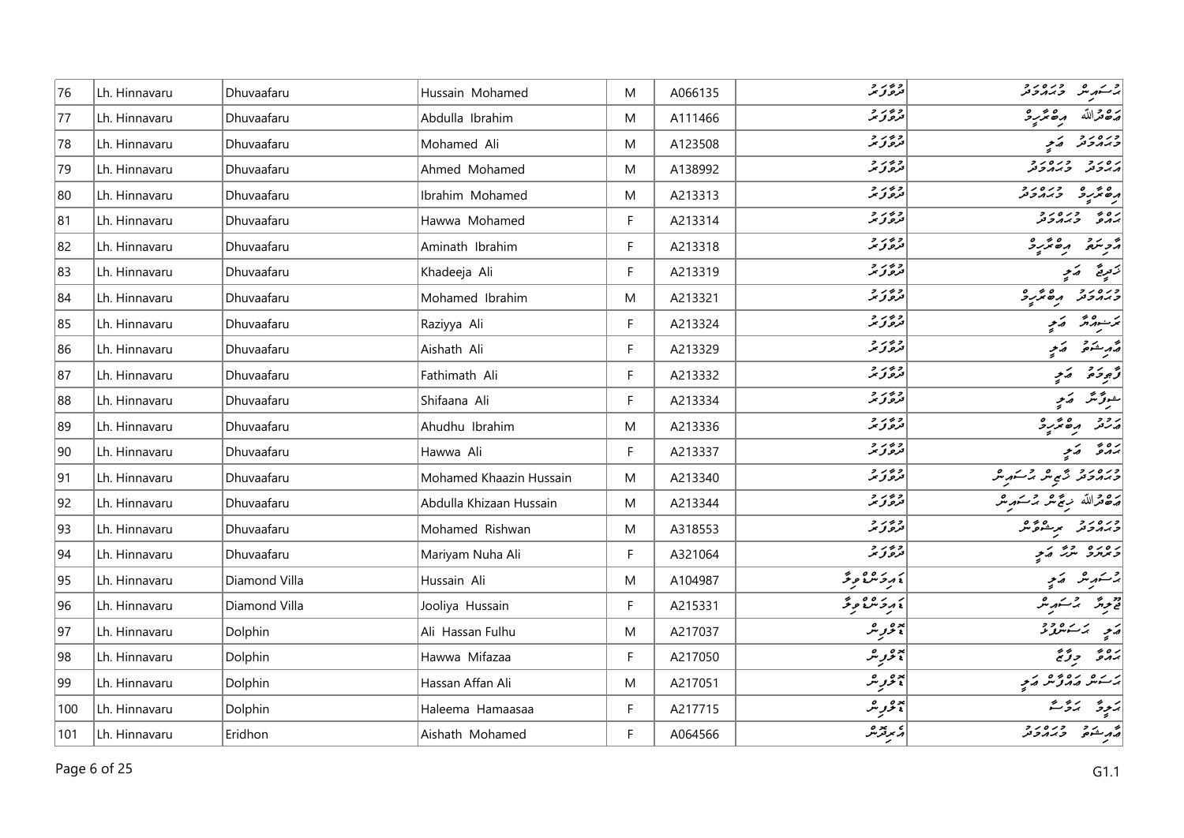| 76 | Lh. Hinnavaru | Dhuvaafaru | Hussain Mohamed | M | A066135 | ދުވާފަރު | ހުސައިން މުހައްމަދު |
|---|---|---|---|---|---|---|---|
| 77 | Lh. Hinnavaru | Dhuvaafaru | Abdulla Ibrahim | M | A111466 | ދުވާފަރު | އަބްދުﷲ އިބްރާހީމް |
| 78 | Lh. Hinnavaru | Dhuvaafaru | Mohamed Ali | M | A123508 | ދުވާފަރު | މުހައްމަދު އަލި |
| 79 | Lh. Hinnavaru | Dhuvaafaru | Ahmed Mohamed | M | A138992 | ދުވާފަރު | އަހްމަދު މުހައްމަދު |
| 80 | Lh. Hinnavaru | Dhuvaafaru | Ibrahim Mohamed | M | A213313 | ދުވާފަރު | އިބްރާހީމް މުހައްމަދު |
| 81 | Lh. Hinnavaru | Dhuvaafaru | Hawwa Mohamed | F | A213314 | ދުވާފަރު | ހައްވާ މުހައްމަދު |
| 82 | Lh. Hinnavaru | Dhuvaafaru | Aminath Ibrahim | F | A213318 | ދުވާފަރު | އާމިނަތު އިބްރާހީމް |
| 83 | Lh. Hinnavaru | Dhuvaafaru | Khadeeja Ali | F | A213319 | ދުވާފަރު | ޚަދީޖާ އަލި |
| 84 | Lh. Hinnavaru | Dhuvaafaru | Mohamed Ibrahim | M | A213321 | ދުވާފަރު | މުހައްމަދު އިބްރާހީމް |
| 85 | Lh. Hinnavaru | Dhuvaafaru | Raziyya Ali | F | A213324 | ދުވާފަރު | ރަޒިއްޔާ އަލި |
| 86 | Lh. Hinnavaru | Dhuvaafaru | Aishath Ali | F | A213329 | ދުވާފަރު | އާއިޝަތު އަލި |
| 87 | Lh. Hinnavaru | Dhuvaafaru | Fathimath Ali | F | A213332 | ދުވާފަރު | ފާތިމަތު އަލި |
| 88 | Lh. Hinnavaru | Dhuvaafaru | Shifaana Ali | F | A213334 | ދުވާފަރު | ޝިފާނާ އަލި |
| 89 | Lh. Hinnavaru | Dhuvaafaru | Ahudhu Ibrahim | M | A213336 | ދުވާފަރު | އަހުދު އިބްރާހީމް |
| 90 | Lh. Hinnavaru | Dhuvaafaru | Hawwa Ali | F | A213337 | ދުވާފަރު | ހައްވާ އަލި |
| 91 | Lh. Hinnavaru | Dhuvaafaru | Mohamed Khaazin Hussain | M | A213340 | ދުވާފަރު | މުހައްމަދު ޚާޒިން ހުސައިން |
| 92 | Lh. Hinnavaru | Dhuvaafaru | Abdulla Khizaan Hussain | M | A213344 | ދުވާފަރު | އަބްދުﷲ ޚިޒާން ހުސައިން |
| 93 | Lh. Hinnavaru | Dhuvaafaru | Mohamed Rishwan | M | A318553 | ދުވާފަރު | މުހައްމަދު ރިޝްވާން |
| 94 | Lh. Hinnavaru | Dhuvaafaru | Mariyam Nuha Ali | F | A321064 | ދުވާފަރު | މަރިޔަމް ނުހާ އަލި |
| 95 | Lh. Hinnavaru | Diamond Villa | Hussain Ali | M | A104987 | ޑައިމަންޑްވިލާ | ހުސައިން އަލި |
| 96 | Lh. Hinnavaru | Diamond Villa | Jooliya Hussain | F | A215331 | ޑައިމަންޑްވިލާ | ޖޫލިޔާ ހުސައިން |
| 97 | Lh. Hinnavaru | Dolphin | Ali Hassan Fulhu | M | A217037 | ޑޮލްފިން | އަލި ހަސަންފުޅު |
| 98 | Lh. Hinnavaru | Dolphin | Hawwa Mifazaa | F | A217050 | ޑޮލްފިން | ހައްވާ މިފާޒާ |
| 99 | Lh. Hinnavaru | Dolphin | Hassan Affan Ali | M | A217051 | ޑޮލްފިން | ހަސަން އައްފާން އަލި |
| 100 | Lh. Hinnavaru | Dolphin | Haleema Hamaasaa | F | A217715 | ޑޮލްފިން | ހަލީމާ ހަމާސާ |
| 101 | Lh. Hinnavaru | Eridhon | Aishath Mohamed | F | A064566 | އެރިދޮން | އާއިޝަތު މުހައްމަދު |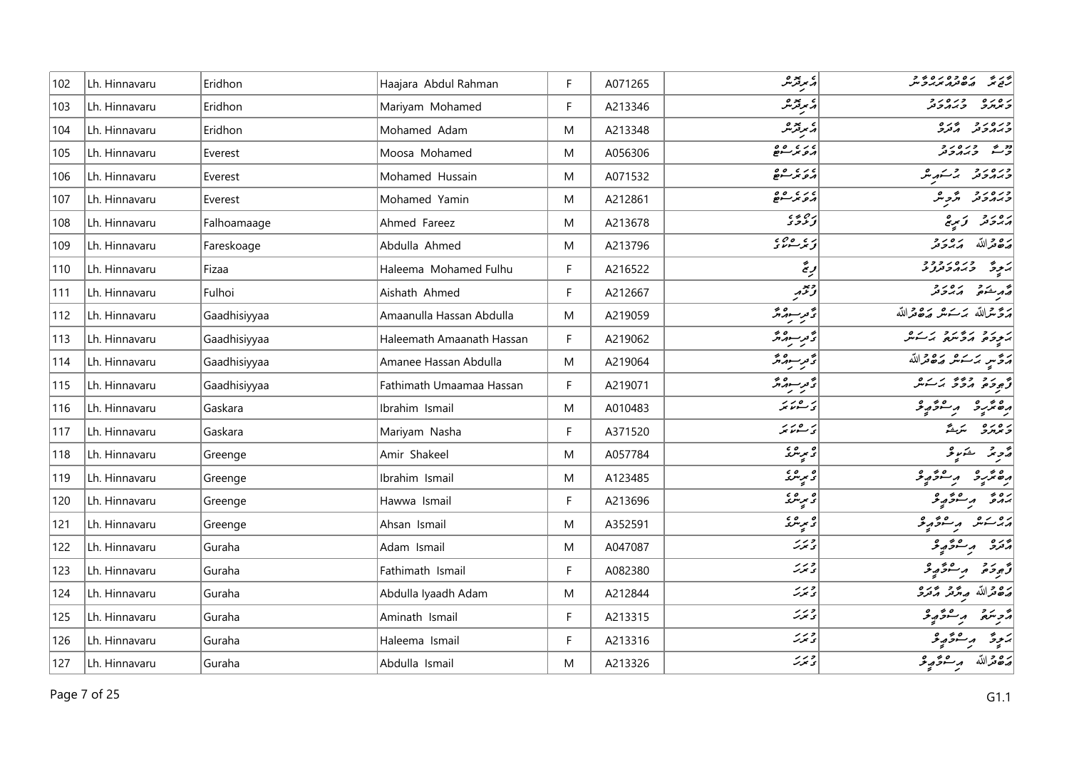| 102 | Lh. Hinnavaru | Eridhon | Haajara Abdul Rahman | F | A071265 | އެރިދޮން | ހާޖަރާ އަބްދުއްރަޙްމާން |
|---|---|---|---|---|---|---|---|
| 103 | Lh. Hinnavaru | Eridhon | Mariyam Mohamed | F | A213346 | އެރިދޮން | މަރިޔަމް މުޙައްމަދު |
| 104 | Lh. Hinnavaru | Eridhon | Mohamed Adam | M | A213348 | އެރިދޮން | މުޙައްމަދު އާދަމް |
| 105 | Lh. Hinnavaru | Everest | Moosa Mohamed | M | A056306 | އެވަރެސްޓް | މޫސާ މުޙައްމަދު |
| 106 | Lh. Hinnavaru | Everest | Mohamed Hussain | M | A071532 | އެވަރެސްޓް | މުޙައްމަދު ހުސައިން |
| 107 | Lh. Hinnavaru | Everest | Mohamed Yamin | M | A212861 | އެވަރެސްޓް | މުޙައްމަދު ޔާމިން |
| 108 | Lh. Hinnavaru | Falhoamaage | Ahmed Fareez | M | A213678 | ފަޅޯމާގެ | އަޙްމަދު ފަރީޒް |
| 109 | Lh. Hinnavaru | Fareskoage | Abdulla Ahmed | M | A213796 | ފަރެސްކޯގެ | އަބްދުﷲ އަޙްމަދު |
| 110 | Lh. Hinnavaru | Fizaa | Haleema Mohamed Fulhu | F | A216522 | ފިޒާ | ހަލީމާ މުޙައްމަދުފުޅު |
| 111 | Lh. Hinnavaru | Fulhoi | Aishath Ahmed | F | A212667 | ފުޅޮއި | އައިޝަތު އަޙްމަދު |
| 112 | Lh. Hinnavaru | Gaadhisiyyaa | Amaanulla Hassan Abdulla | M | A219059 | ގާދިސިއްޔާ | އަމާނުﷲ ހަސަން އަބްދުﷲ |
| 113 | Lh. Hinnavaru | Gaadhisiyyaa | Haleemath Amaanath Hassan | F | A219062 | ގާދިސިއްޔާ | ހަލީމަތު އަމާނަތު ހަސަން |
| 114 | Lh. Hinnavaru | Gaadhisiyyaa | Amanee Hassan Abdulla | M | A219064 | ގާދިސިއްޔާ | އަމާނީ ހަސަން އަބްދުﷲ |
| 115 | Lh. Hinnavaru | Gaadhisiyyaa | Fathimath Umaamaa Hassan | F | A219071 | ގާދިސިއްޔާ | ފާތިމަތު އުމާމާ ހަސަން |
| 116 | Lh. Hinnavaru | Gaskara | Ibrahim Ismail | M | A010483 | ގަސްކަރަ | އިބްރާހީމް އިސްމާޢީލް |
| 117 | Lh. Hinnavaru | Gaskara | Mariyam Nasha | F | A371520 | ގަސްކަރަ | މަރިޔަމް ނަޝާ |
| 118 | Lh. Hinnavaru | Greenge | Amir Shakeel | M | A057784 | ގްރީންގެ | އާމިރު ޝަކީލް |
| 119 | Lh. Hinnavaru | Greenge | Ibrahim Ismail | M | A123485 | ގްރީންގެ | އިބްރާހީމް އިސްމާޢީލް |
| 120 | Lh. Hinnavaru | Greenge | Hawwa Ismail | F | A213696 | ގްރީންގެ | ހައްވާ އިސްމާޢީލް |
| 121 | Lh. Hinnavaru | Greenge | Ahsan Ismail | M | A352591 | ގްރީންގެ | އަޙްސަން އިސްމާޢީލް |
| 122 | Lh. Hinnavaru | Guraha | Adam Ismail | M | A047087 | ގުރަހަ | އާދަމް އިސްމާޢީލް |
| 123 | Lh. Hinnavaru | Guraha | Fathimath Ismail | F | A082380 | ގުރަހަ | ފާތިމަތު އިސްމާޢީލް |
| 124 | Lh. Hinnavaru | Guraha | Abdulla Iyaadh Adam | M | A212844 | ގުރަހަ | އަބްދުﷲ އިޔާދު އާދަމް |
| 125 | Lh. Hinnavaru | Guraha | Aminath Ismail | F | A213315 | ގުރަހަ | އާމިނަތު އިސްމާޢީލް |
| 126 | Lh. Hinnavaru | Guraha | Haleema Ismail | F | A213316 | ގުރަހަ | ހަލީމާ އިސްމާޢީލް |
| 127 | Lh. Hinnavaru | Guraha | Abdulla Ismail | M | A213326 | ގުރަހަ | އަބްދުﷲ އިސްމާޢީލް |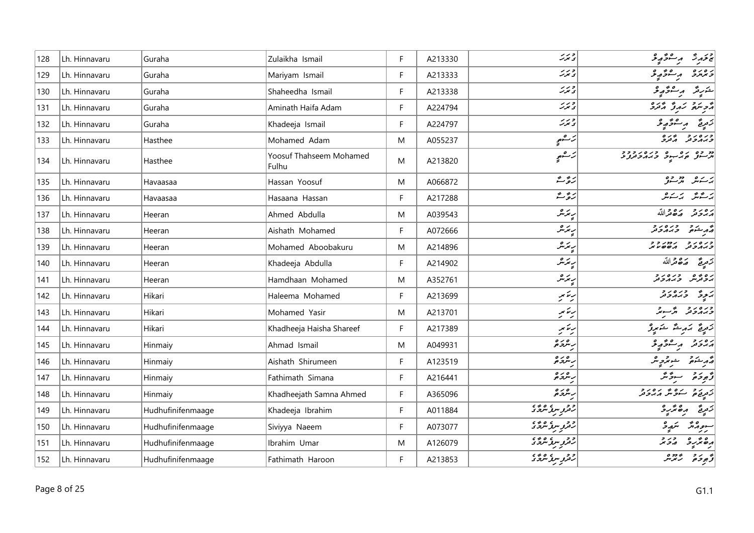| 128 | Lh. Hinnavaru | Guraha | Zulaikha Ismail | F | A213330 | ގުރަހަ | ޒުލައިހާ އިސްމާޢީލް |
|---|---|---|---|---|---|---|---|
| 129 | Lh. Hinnavaru | Guraha | Mariyam Ismail | F | A213333 | ގުރަހަ | މަރިޔަމް އިސްމާޢީލް |
| 130 | Lh. Hinnavaru | Guraha | Shaheedha Ismail | F | A213338 | ގުރަހަ | ޝަހީދާ އިސްމާޢީލް |
| 131 | Lh. Hinnavaru | Guraha | Aminath Haifa Adam | F | A224794 | ގުރަހަ | އާމިނަތު ހައިފާ އާދަމް |
| 132 | Lh. Hinnavaru | Guraha | Khadeeja Ismail | F | A224797 | ގުރަހަ | ޚަދީޖާ އިސްމާޢީލް |
| 133 | Lh. Hinnavaru | Hasthee | Mohamed Adam | M | A055237 | ހަސްތީ | މުޙައްމަދު އާދަމް |
| 134 | Lh. Hinnavaru | Hasthee | Yoosuf Thahseem Mohamed Fulhu | M | A213820 | ހަސްތީ | ޔޫސުފް ތަޙްސީމް މުޙައްމަދުފުޅު |
| 135 | Lh. Hinnavaru | Havaasaa | Hassan Yoosuf | M | A066872 | ހަވާސާ | ހަސަން ޔޫސުފް |
| 136 | Lh. Hinnavaru | Havaasaa | Hasaana Hassan | F | A217288 | ހަވާސާ | ހަސާނާ ހަސަން |
| 137 | Lh. Hinnavaru | Heeran | Ahmed Abdulla | M | A039543 | ހީރަން | އަޙްމަދު ޢަބްދުﷲ |
| 138 | Lh. Hinnavaru | Heeran | Aishath Mohamed | F | A072666 | ހީރަން | ޢައިޝަތު މުޙައްމަދު |
| 139 | Lh. Hinnavaru | Heeran | Mohamed Aboobakuru | M | A214896 | ހީރަން | މުޙައްމަދު އަބޫބަކުރު |
| 140 | Lh. Hinnavaru | Heeran | Khadeeja Abdulla | F | A214902 | ހީރަން | ޚަދީޖާ ޢަބްދުﷲ |
| 141 | Lh. Hinnavaru | Heeran | Hamdhaan Mohamed | M | A352761 | ހީރަން | ހަމްދާން މުޙައްމަދު |
| 142 | Lh. Hinnavaru | Hikari | Haleema Mohamed | F | A213699 | ހިކަރި | ހަލީމާ މުޙައްމަދު |
| 143 | Lh. Hinnavaru | Hikari | Mohamed Yasir | M | A213701 | ހިކަރި | މުޙައްމަދު ޔާސިރު |
| 144 | Lh. Hinnavaru | Hikari | Khadheeja Haisha Shareef | F | A217389 | ހިކަރި | ޚަދީޖާ ހައިޝާ ޝަރީފް |
| 145 | Lh. Hinnavaru | Hinmaiy | Ahmad Ismail | M | A049931 | ހިންމަތް | އަޙްމަދު އިސްމާޢީލް |
| 146 | Lh. Hinnavaru | Hinmaiy | Aishath Shirumeen | F | A123519 | ހިންމަތް | ޢައިޝަތު ޝިރުމީން |
| 147 | Lh. Hinnavaru | Hinmaiy | Fathimath Simana | F | A216441 | ހިންމަތް | ފާތިމަތު ސިމާނާ |
| 148 | Lh. Hinnavaru | Hinmaiy | Khadheejath Samna Ahmed | F | A365096 | ހިންމަތް | ޚަދީޖަތު ސަމްނާ އަޙްމަދު |
| 149 | Lh. Hinnavaru | Hudhufinifenmaage | Khadeeja Ibrahim | F | A011884 | ހުދުފިނިފެންމާގެ | ޚަދީޖާ އިބްރާހިމް |
| 150 | Lh. Hinnavaru | Hudhufinifenmaage | Siviyya Naeem | F | A073077 | ހުދުފިނިފެންމާގެ | ސިވިއްޔާ ނަޢީމް |
| 151 | Lh. Hinnavaru | Hudhufinifenmaage | Ibrahim Umar | M | A126079 | ހުދުފިނިފެންމާގެ | އިބްރާހިމް ޢުމަރު |
| 152 | Lh. Hinnavaru | Hudhufinifenmaage | Fathimath Haroon | F | A213853 | ހުދުފިނިފެންމާގެ | ފާތިމަތު ހާރޫން |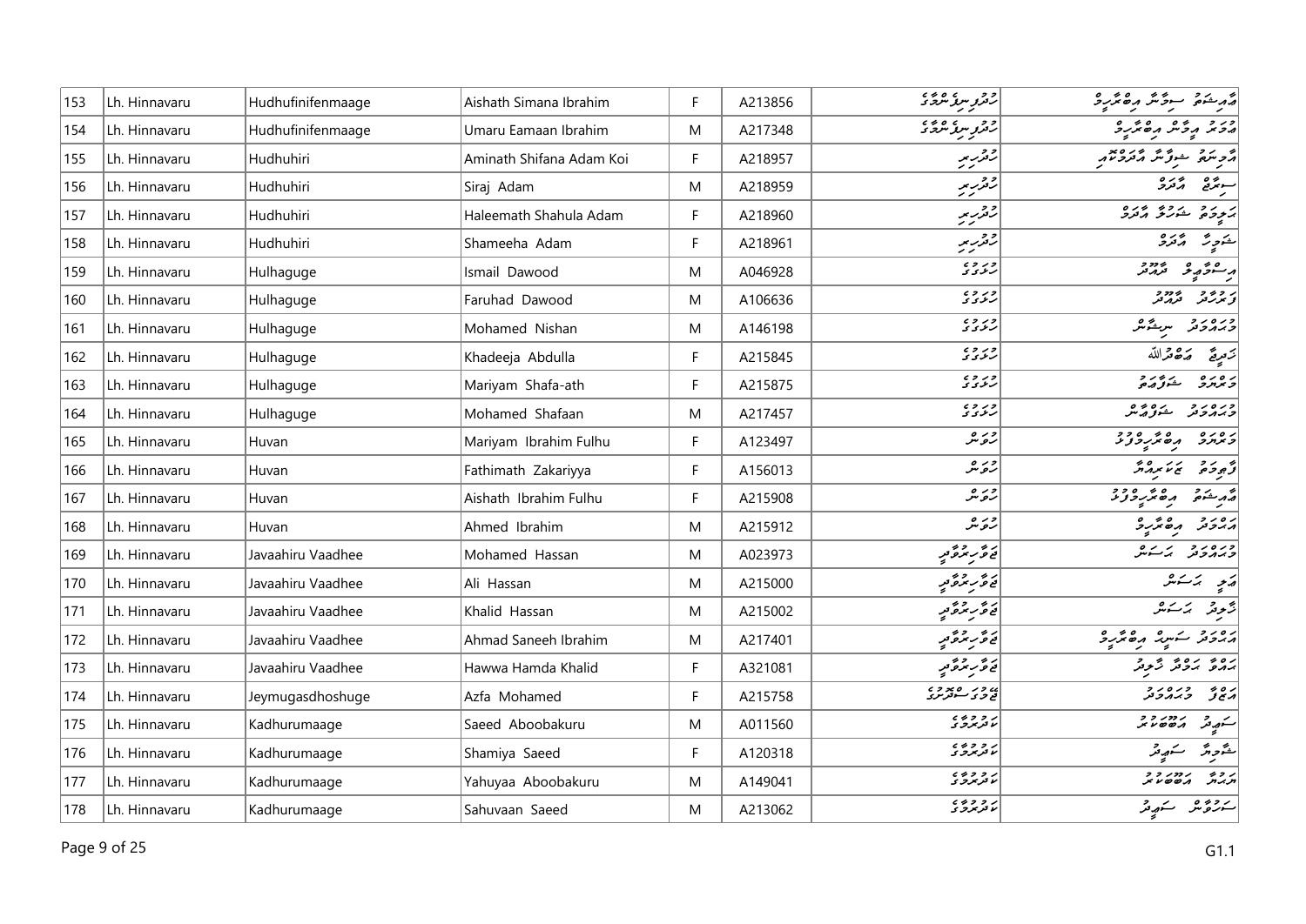| 153 | Lh. Hinnavaru | Hudhufinifenmaage | Aishath Simana Ibrahim | F | A213856 | ހުދުފިނިފެންމާގެ | އައިށަތު ސިމާނާ އިބްރާހިމް |
|---|---|---|---|---|---|---|---|
| 154 | Lh. Hinnavaru | Hudhufinifenmaage | Umaru Eamaan Ibrahim | M | A217348 | ހުދުފިނިފެންމާގެ | އުމަރު އީމާން އިބްރާހިމް |
| 155 | Lh. Hinnavaru | Hudhuhiri | Aminath Shifana Adam Koi | F | A218957 | ހުދުހިރި | އާމިނަތު ޝިފާނާ އާދަމްކޮއި |
| 156 | Lh. Hinnavaru | Hudhuhiri | Siraj Adam | M | A218959 | ހުދުހިރި | ސިރާޖް އާދަމް |
| 157 | Lh. Hinnavaru | Hudhuhiri | Haleemath Shahula Adam | F | A218960 | ހުދުހިރި | ހަލީމަތު ޝަހުލާ އާދަމް |
| 158 | Lh. Hinnavaru | Hudhuhiri | Shameeha Adam | F | A218961 | ހުދުހިރި | ޝަމީހާ އާދަމް |
| 159 | Lh. Hinnavaru | Hulhaguge | Ismail Dawood | M | A046928 | ހުޅަގުގެ | އިސްމާއިލް ދާއޫދު |
| 160 | Lh. Hinnavaru | Hulhaguge | Faruhad Dawood | M | A106636 | ހުޅަގުގެ | ފަރުހަދު ދާއޫދު |
| 161 | Lh. Hinnavaru | Hulhaguge | Mohamed Nishan | M | A146198 | ހުޅަގުގެ | މުހައްމަދު ނިޝާން |
| 162 | Lh. Hinnavaru | Hulhaguge | Khadeeja Abdulla | F | A215845 | ހުޅަގުގެ | ޚަދީޖާ އަބްދުﷲ |
| 163 | Lh. Hinnavaru | Hulhaguge | Mariyam Shafa-ath | F | A215875 | ހުޅަގުގެ | މަރިޔަމް ޝަފާއަތު |
| 164 | Lh. Hinnavaru | Hulhaguge | Mohamed Shafaan | M | A217457 | ހުޅަގުގެ | މުހައްމަދު ޝަފާން |
| 165 | Lh. Hinnavaru | Huvan | Mariyam Ibrahim Fulhu | F | A123497 | ހުވަން | މަރިޔަމް އިބްރާހިމްފުޅު |
| 166 | Lh. Hinnavaru | Huvan | Fathimath Zakariyya | F | A156013 | ހުވަން | ފާތިމަތު ޒަކަރިއްޔާ |
| 167 | Lh. Hinnavaru | Huvan | Aishath Ibrahim Fulhu | F | A215908 | ހުވަން | އައިށަތު އިބްރާހިމްފުޅު |
| 168 | Lh. Hinnavaru | Huvan | Ahmed Ibrahim | M | A215912 | ހުވަން | އަހުމަދު އިބްރާހިމް |
| 169 | Lh. Hinnavaru | Javaahiru Vaadhee | Mohamed Hassan | M | A023973 | ޖަވާހިރުވާދީ | މުހައްމަދު ހަސަން |
| 170 | Lh. Hinnavaru | Javaahiru Vaadhee | Ali Hassan | M | A215000 | ޖަވާހިރުވާދީ | އަލި ހަސަން |
| 171 | Lh. Hinnavaru | Javaahiru Vaadhee | Khalid Hassan | M | A215002 | ޖަވާހިރުވާދީ | ޚާލިދު ހަސަން |
| 172 | Lh. Hinnavaru | Javaahiru Vaadhee | Ahmad Saneeh Ibrahim | M | A217401 | ޖަވާހިރުވާދީ | އަހުމަދު ސަނީހު އިބްރާހިމް |
| 173 | Lh. Hinnavaru | Javaahiru Vaadhee | Hawwa Hamda Khalid | F | A321081 | ޖަވާހިރުވާދީ | ހައްވާ ހަމްދާ ޚާލިދު |
| 174 | Lh. Hinnavaru | Jeymugasdhoshuge | Azfa Mohamed | F | A215758 | ޖޭމުގަސްދޮށުގެ | އަޒްފާ މުހައްމަދު |
| 175 | Lh. Hinnavaru | Kadhurumaage | Saeed Aboobakuru | M | A011560 | ކަދުރުމާގެ | ސައީދު އަބޫބަކުރު |
| 176 | Lh. Hinnavaru | Kadhurumaage | Shamiya Saeed | F | A120318 | ކަދުރުމާގެ | ޝާމިޔާ ސައީދު |
| 177 | Lh. Hinnavaru | Kadhurumaage | Yahuyaa Aboobakuru | M | A149041 | ކަދުރުމާގެ | ޔަހުޔާ އަބޫބަކުރު |
| 178 | Lh. Hinnavaru | Kadhurumaage | Sahuvaan Saeed | M | A213062 | ކަދުރުމާގެ | ސަހުވާން ސައީދު |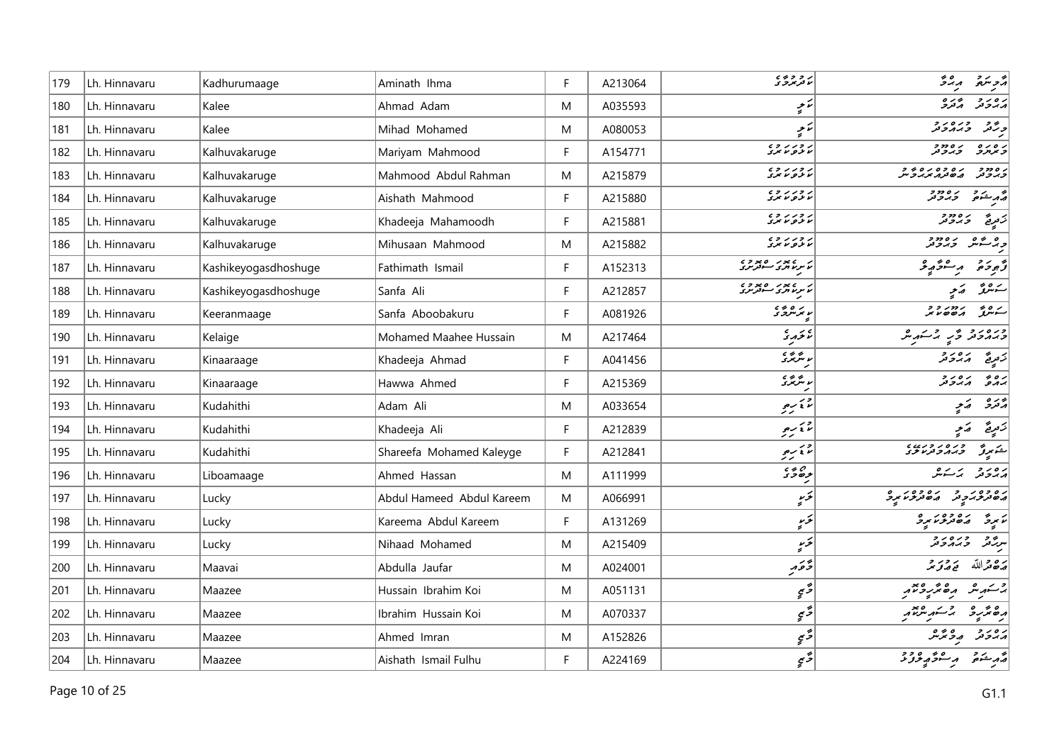| 179 | Lh. Hinnavaru | Kadhurumaage | Aminath Ihma | F | A213064 | ކަދުރުމާގެ | އާމިނަތު އިހްމާ |
|---|---|---|---|---|---|---|---|
| 180 | Lh. Hinnavaru | Kalee | Ahmad Adam | M | A035593 | ކަލީ | އަހްމަދު އާދަމް |
| 181 | Lh. Hinnavaru | Kalee | Mihad Mohamed | M | A080053 | ކަލީ | މިހާދު މުޙައްމަދު |
| 182 | Lh. Hinnavaru | Kalhuvakaruge | Mariyam Mahmood | F | A154771 | ކަޅުވަކަރުގެ | މަރިޔަމް މަޙްމޫދު |
| 183 | Lh. Hinnavaru | Kalhuvakaruge | Mahmood Abdul Rahman | M | A215879 | ކަޅުވަކަރުގެ | މަޙްމޫދު އަބްދުލްރަޙްމާން |
| 184 | Lh. Hinnavaru | Kalhuvakaruge | Aishath Mahmood | F | A215880 | ކަޅުވަކަރުގެ | އާއިޝަތު މަޙްމޫދު |
| 185 | Lh. Hinnavaru | Kalhuvakaruge | Khadeeja Mahamoodh | F | A215881 | ކަޅުވަކަރުގެ | ޚަދީޖާ މަޙްމޫދު |
| 186 | Lh. Hinnavaru | Kalhuvakaruge | Mihusaan Mahmood | M | A215882 | ކަޅުވަކަރުގެ | މިހުސާން މަޙްމޫދު |
| 187 | Lh. Hinnavaru | Kashikeyogasdhoshuge | Fathimath Ismail | F | A152313 | ކަށިކެޔޮގަސްދޮށުގެ | ފާތިމަތު އިސްމާޢީލް |
| 188 | Lh. Hinnavaru | Kashikeyogasdhoshuge | Sanfa Ali | F | A212857 | ކަށިކެޔޮގަސްދޮށުގެ | ސަންފާ ޢަލީ |
| 189 | Lh. Hinnavaru | Keeranmaage | Sanfa Aboobakuru | F | A081926 | ކީރަންމާގެ | ސަންފާ އަބޫބަކުރު |
| 190 | Lh. Hinnavaru | Kelaige | Mohamed Maahee Hussain | M | A217464 | ކެލައިގެ | މުޙައްމަދު މާހީ ޙުސައިން |
| 191 | Lh. Hinnavaru | Kinaaraage | Khadeeja Ahmad | F | A041456 | ކިނާރާގެ | ޚަދީޖާ އަޙްމަދު |
| 192 | Lh. Hinnavaru | Kinaaraage | Hawwa Ahmed | F | A215369 | ކިނާރާގެ | ޙައްވާ އަޙްމަދު |
| 193 | Lh. Hinnavaru | Kudahithi | Adam Ali | M | A033654 | ކުޑަހިތި | އާދަމް ޢަލީ |
| 194 | Lh. Hinnavaru | Kudahithi | Khadeeja Ali | F | A212839 | ކުޑަހިތި | ޚަދީޖާ ޢަލީ |
| 195 | Lh. Hinnavaru | Kudahithi | Shareefa Mohamed Kaleyge | F | A212841 | ކުޑަހިތި | ޝަރީފާ މުޙައްމަދުކަލޭގެ |
| 196 | Lh. Hinnavaru | Liboamaage | Ahmed Hassan | M | A111999 | ލިބޯމާގެ | އަޙްމަދު ޙަސަން |
| 197 | Lh. Hinnavaru | Lucky | Abdul Hameed Abdul Kareem | M | A066991 | ލަކީ | އަބްދުލްޙަމީދު އަބްދުލްކަރީމް |
| 198 | Lh. Hinnavaru | Lucky | Kareema Abdul Kareem | F | A131269 | ލަކީ | ކަރީމާ އަބްދުލްކަރީމް |
| 199 | Lh. Hinnavaru | Lucky | Nihaad Mohamed | M | A215409 | ލަކީ | ނިހާދު މުޙައްމަދު |
| 200 | Lh. Hinnavaru | Maavai | Abdulla Jaufar | M | A024001 | މާވައި | އަބްދުﷲ ޖައުފަރު |
| 201 | Lh. Hinnavaru | Maazee | Hussain Ibrahim Koi | M | A051131 | މާޒީ | ޙުސައިން އިބްރާހީމްކޮއި |
| 202 | Lh. Hinnavaru | Maazee | Ibrahim Hussain Koi | M | A070337 | މާޒީ | އިބްރާހީމް ޙުސައިންކޮއި |
| 203 | Lh. Hinnavaru | Maazee | Ahmed Imran | M | A152826 | މާޒީ | އަޙްމަދު އިމްރާން |
| 204 | Lh. Hinnavaru | Maazee | Aishath Ismail Fulhu | F | A224169 | މާޒީ | އާއިޝަތު އިސްމާޢީލްފުޅު |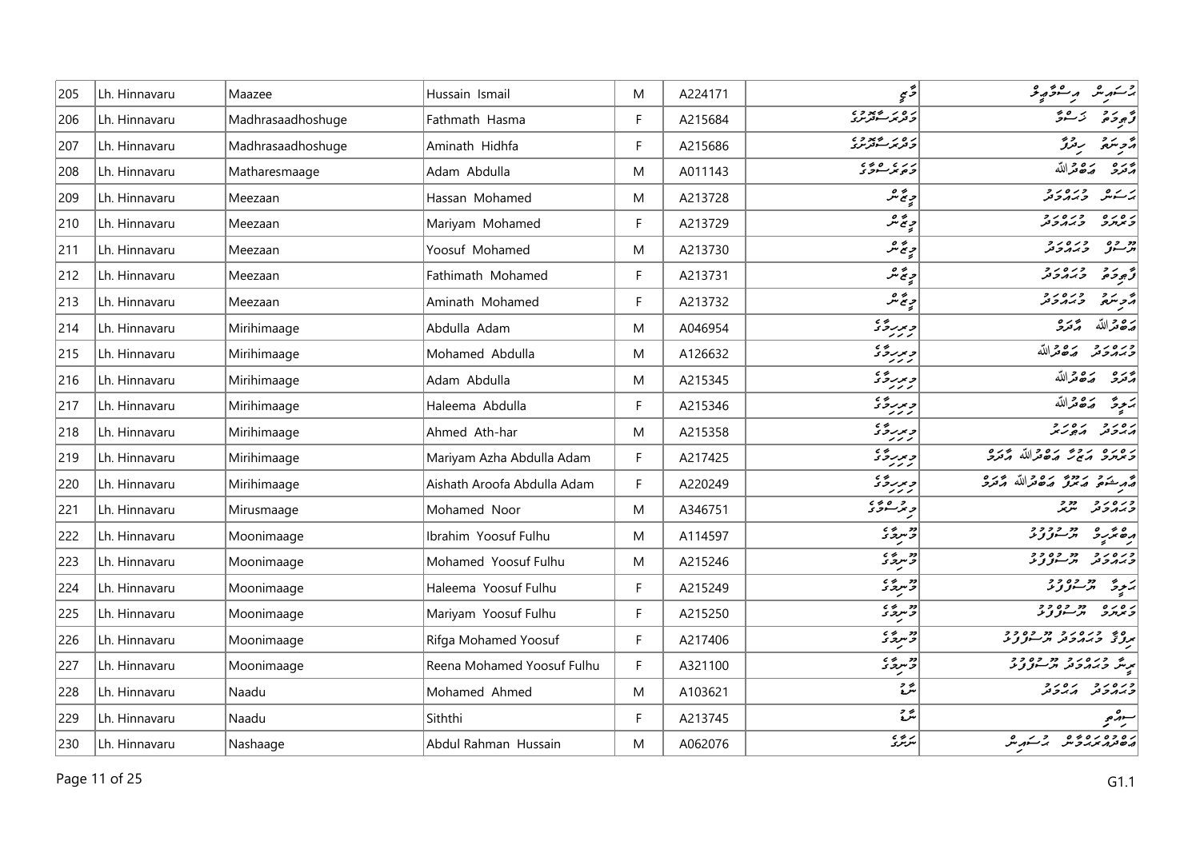| 205 | Lh. Hinnavaru | Maazee | Hussain Ismail | M | A224171 | މާޒީ | ޙުސައިން އިސްމާޢިލް |
|---|---|---|---|---|---|---|---|
| 206 | Lh. Hinnavaru | Madhrasaadhoshuge | Fathmath Hasma | F | A215684 | މަދްރަސާދޮށުގެ | ފާތިމަތު ހަސްމާ |
| 207 | Lh. Hinnavaru | Madhrasaadhoshuge | Aminath Hidhfa | F | A215686 | މަދްރަސާދޮށުގެ | އާމިނަތު ހިދްފާ |
| 208 | Lh. Hinnavaru | Matharesmaage | Adam Abdulla | M | A011143 | މަތަރެސްމާގެ | އާދަމް އަބްދުﷲ |
| 209 | Lh. Hinnavaru | Meezaan | Hassan Mohamed | M | A213728 | މީޒާން | ހަސަން މުޙައްމަދު |
| 210 | Lh. Hinnavaru | Meezaan | Mariyam Mohamed | F | A213729 | މީޒާން | މަރިޔަމް މުޙައްމަދު |
| 211 | Lh. Hinnavaru | Meezaan | Yoosuf Mohamed | M | A213730 | މީޒާން | ޔޫސުފް މުޙައްމަދު |
| 212 | Lh. Hinnavaru | Meezaan | Fathimath Mohamed | F | A213731 | މީޒާން | ފާތިމަތު މުޙައްމަދު |
| 213 | Lh. Hinnavaru | Meezaan | Aminath Mohamed | F | A213732 | މީޒާން | އާމިނަތު މުޙައްމަދު |
| 214 | Lh. Hinnavaru | Mirihimaage | Abdulla Adam | M | A046954 | މިރިހިމާގެ | އަބްދުﷲ އާދަމް |
| 215 | Lh. Hinnavaru | Mirihimaage | Mohamed Abdulla | M | A126632 | މިރިހިމާގެ | މުޙައްމަދު އަބްދުﷲ |
| 216 | Lh. Hinnavaru | Mirihimaage | Adam Abdulla | M | A215345 | މިރިހިމާގެ | އާދަމް އަބްދުﷲ |
| 217 | Lh. Hinnavaru | Mirihimaage | Haleema Abdulla | F | A215346 | މިރިހިމާގެ | ހަލީމާ އަބްދުﷲ |
| 218 | Lh. Hinnavaru | Mirihimaage | Ahmed Ath-har | M | A215358 | މިރިހިމާގެ | އަހްމަދު އަތްހަރު |
| 219 | Lh. Hinnavaru | Mirihimaage | Mariyam Azha Abdulla Adam | F | A217425 | މިރިހިމާގެ | މަރިޔަމް އަޒްހާ އަބްދުﷲ އާދަމް |
| 220 | Lh. Hinnavaru | Mirihimaage | Aishath Aroofa Abdulla Adam | F | A220249 | މިރިހިމާގެ | އާއިޝަތު އަރޫފާ އަބްދުﷲ އާދަމް |
| 221 | Lh. Hinnavaru | Mirusmaage | Mohamed Noor | M | A346751 | މިރުސްމާގެ | މުޙައްމަދު ނޫރު |
| 222 | Lh. Hinnavaru | Moonimaage | Ibrahim Yoosuf Fulhu | M | A114597 | މޫނިމާގެ | އިބްރާހިމް ޔޫސުފްފުޅު |
| 223 | Lh. Hinnavaru | Moonimaage | Mohamed Yoosuf Fulhu | M | A215246 | މޫނިމާގެ | މުޙައްމަދު ޔޫސުފްފުޅު |
| 224 | Lh. Hinnavaru | Moonimaage | Haleema Yoosuf Fulhu | F | A215249 | މޫނިމާގެ | ހަލީމާ ޔޫސުފްފުޅު |
| 225 | Lh. Hinnavaru | Moonimaage | Mariyam Yoosuf Fulhu | F | A215250 | މޫނިމާގެ | މަރިޔަމް ޔޫސުފްފުޅު |
| 226 | Lh. Hinnavaru | Moonimaage | Rifga Mohamed Yoosuf | F | A217406 | މޫނިމާގެ | ރިފްގާ މުޙައްމަދު ޔޫސުފްފުޅު |
| 227 | Lh. Hinnavaru | Moonimaage | Reena Mohamed Yoosuf Fulhu | F | A321100 | މޫނިމާގެ | ރީނާ މުޙައްމަދު ޔޫސުފްފުޅު |
| 228 | Lh. Hinnavaru | Naadu | Mohamed Ahmed | M | A103621 | ނާދު | މުޙައްމަދު އަހްމަދު |
| 229 | Lh. Hinnavaru | Naadu | Siththi | F | A213745 | ނާދު | ސިއްތި |
| 230 | Lh. Hinnavaru | Nashaage | Abdul Rahman Hussain | M | A062076 | ނަޝާގެ | އަބްދުއްރަޙްމާން ޙުސައިން |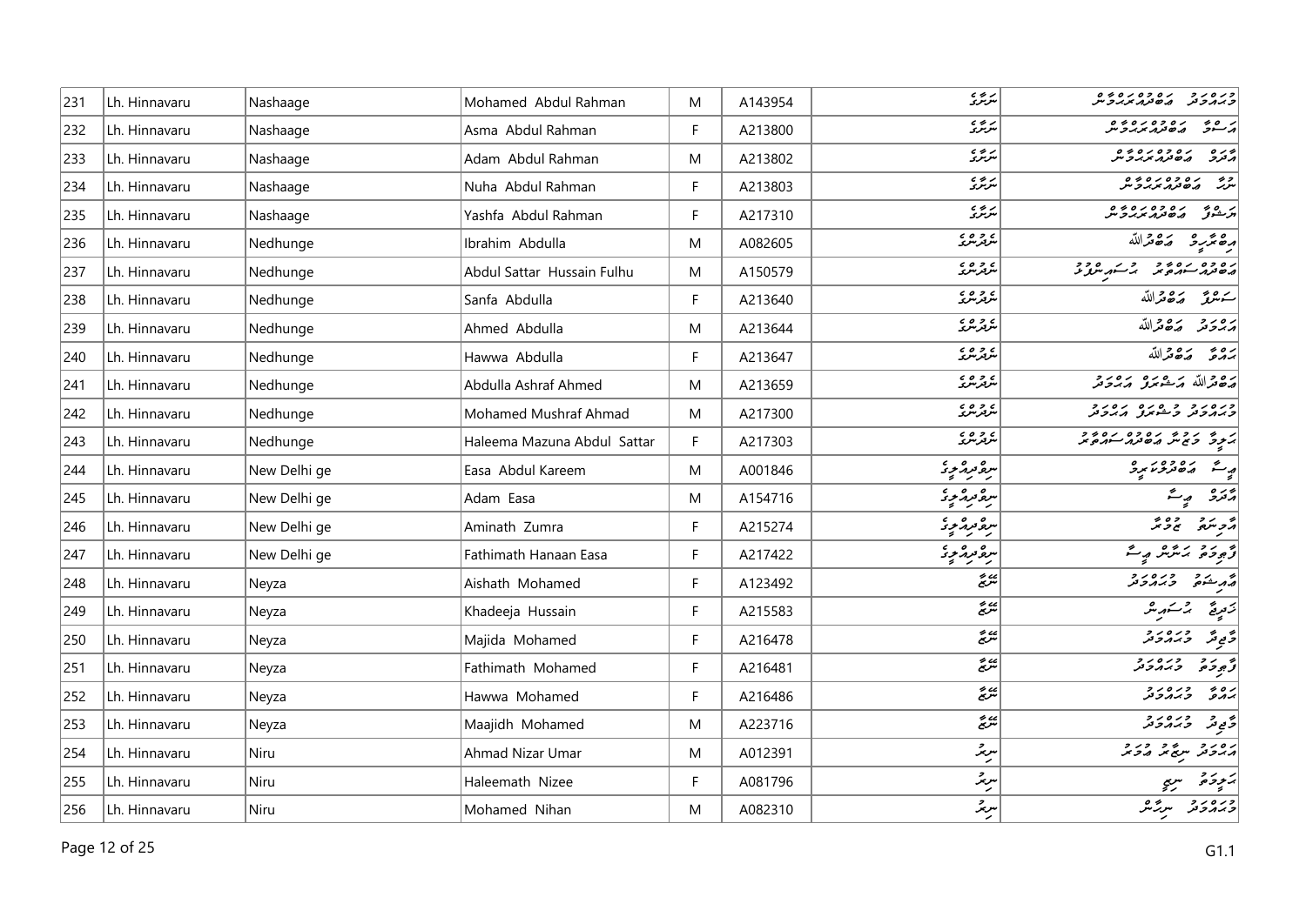| 231 | Lh. Hinnavaru | Nashaage | Mohamed Abdul Rahman | M | A143954 | ނަށާގެ | މުޙައްމަދު ޢަބްދުއްރަޙްމާން |
|---|---|---|---|---|---|---|---|
| 232 | Lh. Hinnavaru | Nashaage | Asma Abdul Rahman | F | A213800 | ނަށާގެ | އަސްމާ ޢަބްދުއްރަޙްމާން |
| 233 | Lh. Hinnavaru | Nashaage | Adam Abdul Rahman | M | A213802 | ނަށާގެ | އާދަމް ޢަބްދުއްރަޙްމާން |
| 234 | Lh. Hinnavaru | Nashaage | Nuha Abdul Rahman | F | A213803 | ނަށާގެ | ނުހާ ޢަބްދުއްރަޙްމާން |
| 235 | Lh. Hinnavaru | Nashaage | Yashfa Abdul Rahman | F | A217310 | ނަށާގެ | ޔަޝްފާ ޢަބްދުއްރަޙްމާން |
| 236 | Lh. Hinnavaru | Nedhunge | Ibrahim Abdulla | M | A082605 | ނެދުންގެ | އިބްރާހީމް ޢަބްދުﷲ |
| 237 | Lh. Hinnavaru | Nedhunge | Abdul Sattar Hussain Fulhu | M | A150579 | ނެދުންގެ | ޢަބްދުއްސައްތާރު ހުސައިންފުޅު |
| 238 | Lh. Hinnavaru | Nedhunge | Sanfa Abdulla | F | A213640 | ނެދުންގެ | ސަންފާ ޢަބްދުﷲ |
| 239 | Lh. Hinnavaru | Nedhunge | Ahmed Abdulla | M | A213644 | ނެދުންގެ | އަޙްމަދު ޢަބްދުﷲ |
| 240 | Lh. Hinnavaru | Nedhunge | Hawwa Abdulla | F | A213647 | ނެދުންގެ | ހައްވާ ޢަބްދުﷲ |
| 241 | Lh. Hinnavaru | Nedhunge | Abdulla Ashraf Ahmed | M | A213659 | ނެދުންގެ | ޢަބްދުﷲ އަޝްރަފް އަޙްމަދު |
| 242 | Lh. Hinnavaru | Nedhunge | Mohamed Mushraf Ahmad | M | A217300 | ނެދުންގެ | މުޙައްމަދު މުޝްރަފް އަޙްމަދު |
| 243 | Lh. Hinnavaru | Nedhunge | Haleema Mazuna Abdul Sattar | F | A217303 | ނެދުންގެ | ހަލީމާ މަޒުނާ ޢަބްދުއްސައްތާރު |
| 244 | Lh. Hinnavaru | New Delhi ge | Easa Abdul Kareem | M | A001846 | ނިއުދިއްލީގެ | ޢީސާ ޢަބްދުލްކަރީމް |
| 245 | Lh. Hinnavaru | New Delhi ge | Adam Easa | M | A154716 | ނިއުދިއްލީގެ | އާދަމް ޢީސާ |
| 246 | Lh. Hinnavaru | New Delhi ge | Aminath Zumra | F | A215274 | ނިއުދިއްލީގެ | އާމިނަތު ޒުމްރާ |
| 247 | Lh. Hinnavaru | New Delhi ge | Fathimath Hanaan Easa | F | A217422 | ނިއުދިއްލީގެ | ފާތިމަތު ހަނާން ޢީސާ |
| 248 | Lh. Hinnavaru | Neyza | Aishath Mohamed | F | A123492 | ނޭޒާ | އައިށަތު މުޙައްމަދު |
| 249 | Lh. Hinnavaru | Neyza | Khadeeja Hussain | F | A215583 | ނޭޒާ | ޚަދީޖާ ހުސައިން |
| 250 | Lh. Hinnavaru | Neyza | Majida Mohamed | F | A216478 | ނޭޒާ | މާޖިދާ މުޙައްމަދު |
| 251 | Lh. Hinnavaru | Neyza | Fathimath Mohamed | F | A216481 | ނޭޒާ | ފާތިމަތު މުޙައްމަދު |
| 252 | Lh. Hinnavaru | Neyza | Hawwa Mohamed | F | A216486 | ނޭޒާ | ހައްވާ މުޙައްމަދު |
| 253 | Lh. Hinnavaru | Neyza | Maajidh Mohamed | M | A223716 | ނޭޒާ | މާޖިދު މުޙައްމަދު |
| 254 | Lh. Hinnavaru | Niru | Ahmad Nizar Umar | M | A012391 | ނިރު | އަޙްމަދު ނިޒާރު ޢުމަރު |
| 255 | Lh. Hinnavaru | Niru | Haleemath Nizee | F | A081796 | ނިރު | ހަލީމަތު ނިޒީ |
| 256 | Lh. Hinnavaru | Niru | Mohamed Nihan | M | A082310 | ނިރު | މުޙައްމަދު ނިހާން |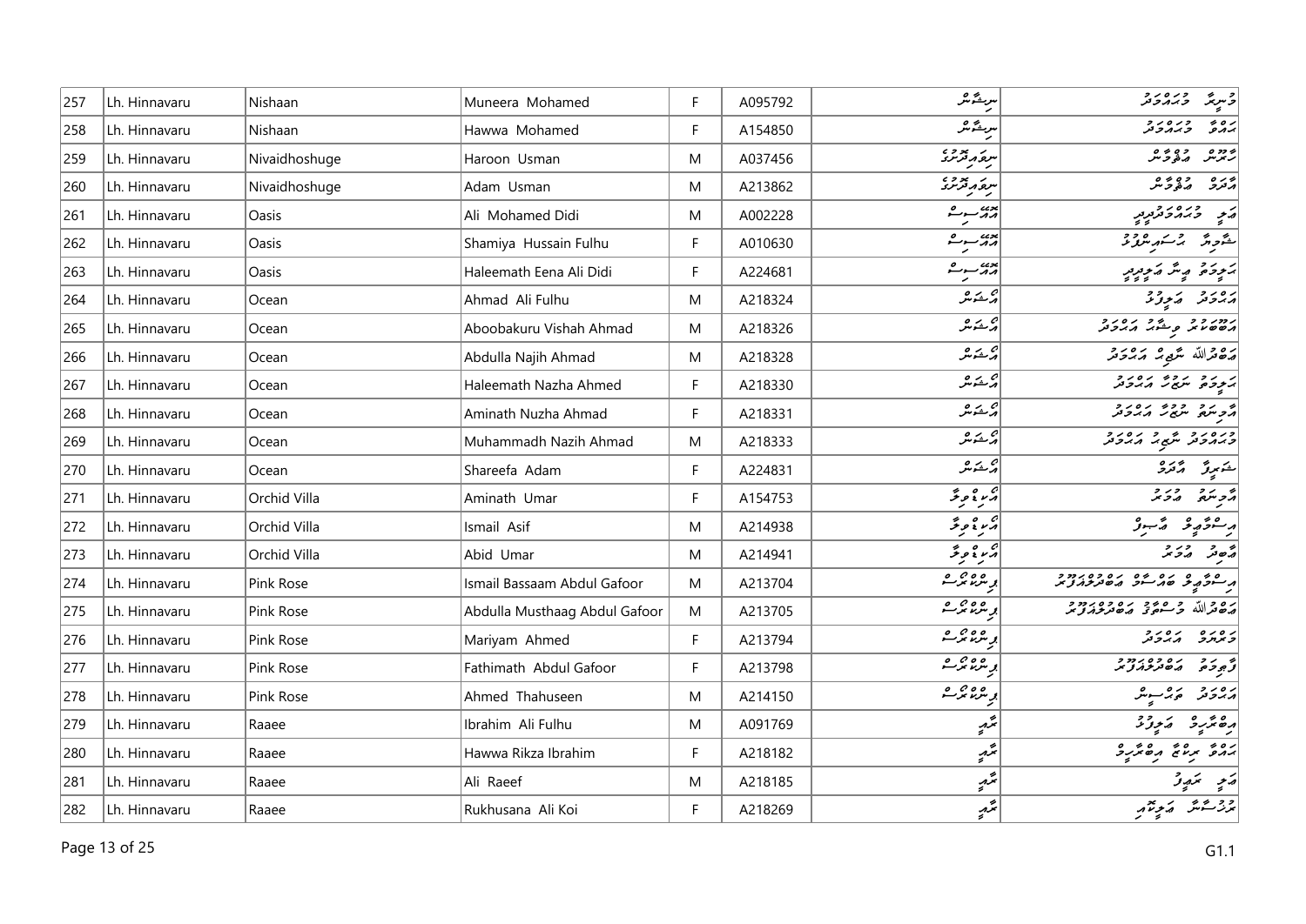| 257 | Lh. Hinnavaru | Nishaan | Muneera Mohamed | F | A095792 | سِرِشَانْ | دُسِرِیَرَ دُرَہَدُتَر |
|---|---|---|---|---|---|---|---|
| 258 | Lh. Hinnavaru | Nishaan | Hawwa Mohamed | F | A154850 | سِرِشَانْ | بَرُہُرَّ دُرَہَدُتَر |
| 259 | Lh. Hinnavaru | Nivaidhoshuge | Haroon Usman | M | A037456 | سِرِوَیْدُشُگِ | رُتُرُوْنْ اُسُمَانْ |
| 260 | Lh. Hinnavaru | Nivaidhoshuge | Adam Usman | M | A213862 | سِرِوَیْدُشُگِ | آدَمْ اُسُمَانْ |
| 261 | Lh. Hinnavaru | Oasis | Ali Mohamed Didi | M | A002228 | اَوْسِسْ | عَلِي مُحَمَّدُ دِيدِي |
| 262 | Lh. Hinnavaru | Oasis | Shamiya Hussain Fulhu | F | A010630 | اَوْسِسْ | شَامِيَا حُسَيْن فُلُ |
| 263 | Lh. Hinnavaru | Oasis | Haleemath Eena Ali Didi | F | A224681 | اَوْسِسْ | حَلِيمَت إِينَا عَلِي دِيدِي |
| 264 | Lh. Hinnavaru | Ocean | Ahmad Ali Fulhu | M | A218324 | اَوْشَنْ | أَحْمَد عَلِي فُلُ |
| 265 | Lh. Hinnavaru | Ocean | Aboobakuru Vishah Ahmad | M | A218326 | اَوْشَنْ | أَبُوبَكُر وِشَاہ أَحْمَد |
| 266 | Lh. Hinnavaru | Ocean | Abdulla Najih Ahmad | M | A218328 | اَوْشَنْ | عَبْدُاللہ نَاجِح أَحْمَد |
| 267 | Lh. Hinnavaru | Ocean | Haleemath Nazha Ahmed | F | A218330 | اَوْشَنْ | حَلِيمَت نَزْهَا أَحْمَد |
| 268 | Lh. Hinnavaru | Ocean | Aminath Nuzha Ahmad | F | A218331 | اَوْشَنْ | آمِنَت نُزْهَا أَحْمَد |
| 269 | Lh. Hinnavaru | Ocean | Muhammadh Nazih Ahmad | M | A218333 | اَوْشَنْ | مُحَمَّد نَازِح أَحْمَد |
| 270 | Lh. Hinnavaru | Ocean | Shareefa Adam | F | A224831 | اَوْشَنْ | شَرِيفَا آدَم |
| 271 | Lh. Hinnavaru | Orchid Villa | Aminath Umar | F | A154753 | اَوْرْکِڈْ وِلَا | آمِنَت عُمَر |
| 272 | Lh. Hinnavaru | Orchid Villa | Ismail Asif | M | A214938 | اَوْرْکِڈْ وِلَا | إِسْمَاعِيل آصِف |
| 273 | Lh. Hinnavaru | Orchid Villa | Abid Umar | M | A214941 | اَوْرْکِڈْ وِلَا | عَابِد عُمَر |
| 274 | Lh. Hinnavaru | Pink Rose | Ismail Bassaam Abdul Gafoor | M | A213704 | پِنْکْ رَوْزْ | إِسْمَاعِيل بَسَّام عَبْدُالْغَفُور |
| 275 | Lh. Hinnavaru | Pink Rose | Abdulla Musthaag Abdul Gafoor | M | A213705 | پِنْکْ رَوْزْ | عَبْدُاللہ مُشْتَاق عَبْدُالْغَفُور |
| 276 | Lh. Hinnavaru | Pink Rose | Mariyam Ahmed | F | A213794 | پِنْکْ رَوْزْ | مَرْيَم أَحْمَد |
| 277 | Lh. Hinnavaru | Pink Rose | Fathimath Abdul Gafoor | F | A213798 | پِنْکْ رَوْزْ | فَاطِمَت عَبْدُالْغَفُور |
| 278 | Lh. Hinnavaru | Pink Rose | Ahmed Thahuseen | M | A214150 | پِنْکْ رَوْزْ | أَحْمَد تَحْسِين |
| 279 | Lh. Hinnavaru | Raaee | Ibrahim Ali Fulhu | M | A091769 | رَائِي | إِبْرَاهِيم عَلِي فُلُ |
| 280 | Lh. Hinnavaru | Raaee | Hawwa Rikza Ibrahim | F | A218182 | رَائِي | حَوَّا رِكْزَا إِبْرَاهِيم |
| 281 | Lh. Hinnavaru | Raaee | Ali Raeef | M | A218185 | رَائِي | عَلِي رَئِيف |
| 282 | Lh. Hinnavaru | Raaee | Rukhusana Ali Koi | F | A218269 | رَائِي | رُخُسَانَا عَلِي کُوئِ |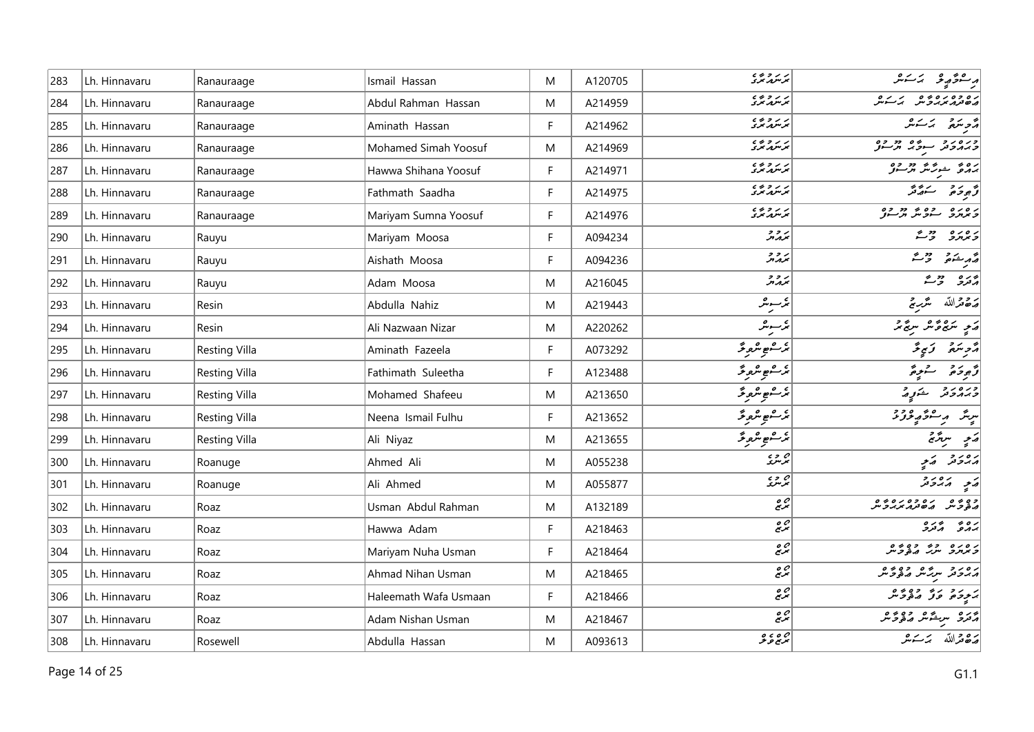| 283 | Lh. Hinnavaru | Ranauraage | Ismail Hassan | M | A120705 | ރަނައުރާގެ | އިސްމާއީލް ހަސަން |
|---|---|---|---|---|---|---|---|
| 284 | Lh. Hinnavaru | Ranauraage | Abdul Rahman Hassan | M | A214959 | ރަނައުރާގެ | އަބްދުއްރަޙްމާން ހަސަން |
| 285 | Lh. Hinnavaru | Ranauraage | Aminath Hassan | F | A214962 | ރަނައުރާގެ | އާމިނަތު ހަސަން |
| 286 | Lh. Hinnavaru | Ranauraage | Mohamed Simah Yoosuf | M | A214969 | ރަނައުރާގެ | މުޙައްމަދު ސިމާހް ޔޫސުފް |
| 287 | Lh. Hinnavaru | Ranauraage | Hawwa Shihana Yoosuf | F | A214971 | ރަނައުރާގެ | ޙައްވާ ޝިހާނާ ޔޫސުފް |
| 288 | Lh. Hinnavaru | Ranauraage | Fathmath Saadha | F | A214975 | ރަނައުރާގެ | ފާތުމަތު ސައުދާ |
| 289 | Lh. Hinnavaru | Ranauraage | Mariyam Sumna Yoosuf | F | A214976 | ރަނައުރާގެ | މަރިޔަމް ސުމްނާ ޔޫސުފް |
| 290 | Lh. Hinnavaru | Rauyu | Mariyam Moosa | F | A094234 | ރައުޔު | މަރިޔަމް މޫސާ |
| 291 | Lh. Hinnavaru | Rauyu | Aishath Moosa | F | A094236 | ރައުޔު | އާއިޝަތު މޫސާ |
| 292 | Lh. Hinnavaru | Rauyu | Adam Moosa | M | A216045 | ރައުޔު | އާދަމް މޫސާ |
| 293 | Lh. Hinnavaru | Resin | Abdulla Nahiz | M | A219443 | ރެސިން | އަބްدުﷲ ނާހިޒް |
| 294 | Lh. Hinnavaru | Resin | Ali Nazwaan Nizar | M | A220262 | ރެސިން | އަލި ނަޒްވާން ނިޒާރު |
| 295 | Lh. Hinnavaru | Resting Villa | Aminath Fazeela | F | A073292 | ރެސްޓިންވިލާ | އާމިނަތު ފަޒީލާ |
| 296 | Lh. Hinnavaru | Resting Villa | Fathimath Suleetha | F | A123488 | ރެސްޓިންވިލާ | ފާތިމަތު ސުލީތާ |
| 297 | Lh. Hinnavaru | Resting Villa | Mohamed Shafeeu | M | A213650 | ރެސްޓިންވިލާ | މުޙައްމަދު ޝަފީޢު |
| 298 | Lh. Hinnavaru | Resting Villa | Neena Ismail Fulhu | F | A213652 | ރެސްޓިންވިލާ | ނީނާ އިސްމާއީލްފުޅު |
| 299 | Lh. Hinnavaru | Resting Villa | Ali Niyaz | M | A213655 | ރެސްޓިންވިލާ | އަލި ނިޔާޒް |
| 300 | Lh. Hinnavaru | Roanuge | Ahmed Ali | M | A055238 | ރޯނުގެ | އަޙްމަދު އަލި |
| 301 | Lh. Hinnavaru | Roanuge | Ali Ahmed | M | A055877 | ރޯނުގެ | އަލި އަޙްމަދު |
| 302 | Lh. Hinnavaru | Roaz | Usman Abdul Rahman | M | A132189 | ރޯޒް | ޢުثްމާން އަބްދުއްރަޙްމާން |
| 303 | Lh. Hinnavaru | Roaz | Hawwa Adam | F | A218463 | ރޯޒް | ޙައްވާ އާދަމް |
| 304 | Lh. Hinnavaru | Roaz | Mariyam Nuha Usman | F | A218464 | ރޯޒް | މަރިޔަމް ނުހާ ޢުثްމާން |
| 305 | Lh. Hinnavaru | Roaz | Ahmad Nihan Usman | M | A218465 | ރޯޒް | އަޙްމަދު ނިހާން ޢުثްމާން |
| 306 | Lh. Hinnavaru | Roaz | Haleemath Wafa Usmaan | F | A218466 | ރޯޒް | ހަލީމަތު ވަފާ ޢުثްމާން |
| 307 | Lh. Hinnavaru | Roaz | Adam Nishan Usman | M | A218467 | ރޯޒް | އާދަމް ނިޝާން ޢުثްމާން |
| 308 | Lh. Hinnavaru | Rosewell | Abdulla Hassan | M | A093613 | ރޯޒްވެލް | އަބްދުﷲ ހަސަން |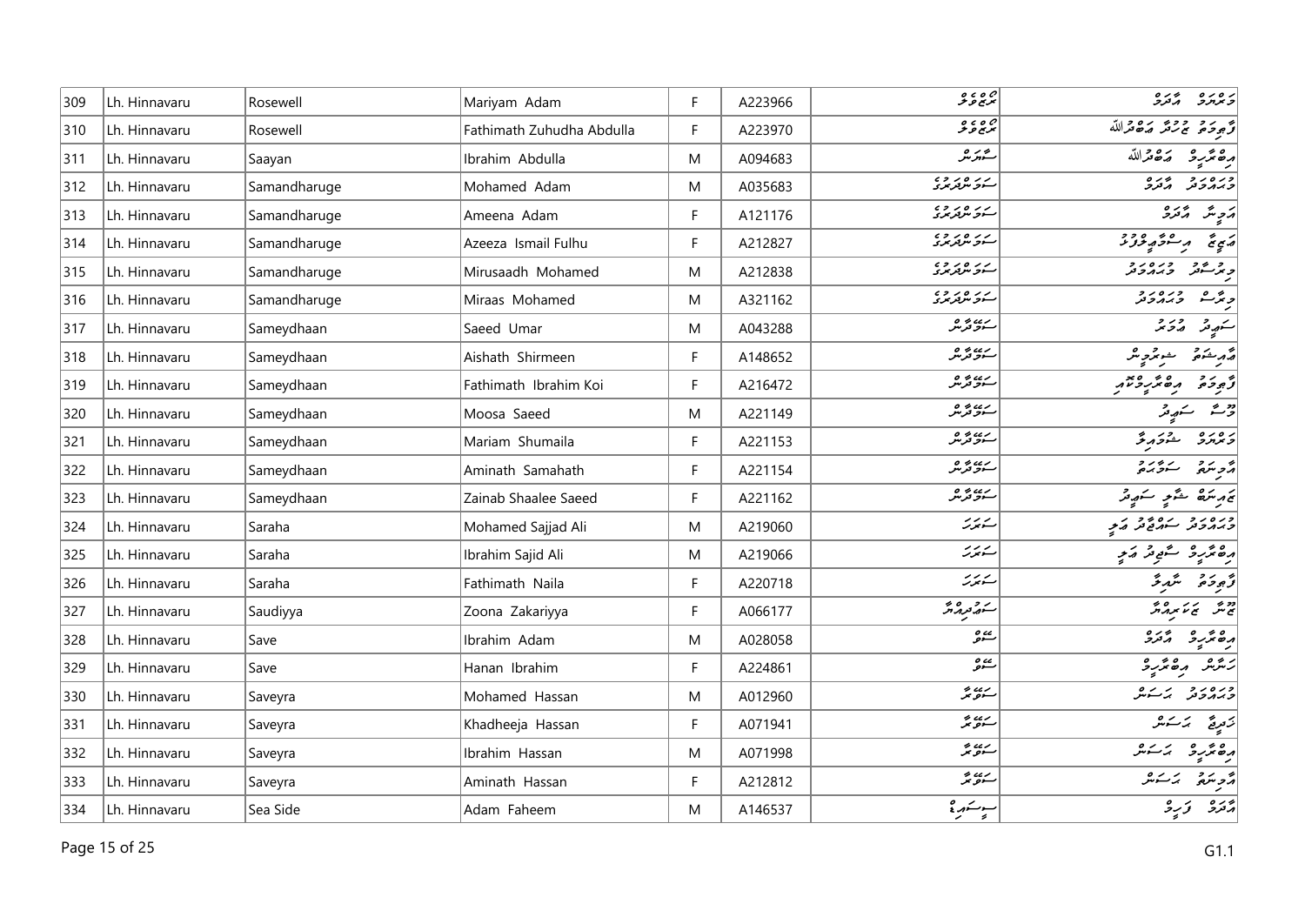| 309 | Lh. Hinnavaru | Rosewell | Mariyam Adam | F | A223966 | ج ج ء ع | ويوره پژوه |
|---|---|---|---|---|---|---|---|
| 310 | Lh. Hinnavaru | Rosewell | Fathimath Zuhudha Abdulla | F | A223970 | ج ج ء ع | وٌجوحو بح ژبڑ ہَرصدٌاللہ |
| 311 | Lh. Hinnavaru | Saayan | Ibrahim Abdulla | M | A094683 | سٌمَر شرٌ | ہِر صٌرِرد ہَرصدٌاللہ |
| 312 | Lh. Hinnavaru | Samandharuge | Mohamed Adam | M | A035683 | ستَر وہ شرٌ دٌ ء | وٌبہرو وٌ پژوه |
| 313 | Lh. Hinnavaru | Samandharuge | Ameena Adam | F | A121176 | ستَر وہ شرٌ دٌ ء | ہَجِیٌ پژوه |
| 314 | Lh. Hinnavaru | Samandharuge | Azeeza Ismail Fulhu | F | A212827 | ستَر وہ شرٌ دٌ ء | ہَبِیٌ مِسٌوٌہِ وٌوٌ |
| 315 | Lh. Hinnavaru | Samandharuge | Mirusaadh Mohamed | M | A212838 | ستَر وہ شرٌ دٌ ء | وِبڑسٌمٌ وٌبہرو وٌ |
| 316 | Lh. Hinnavaru | Samandharuge | Miraas Mohamed | M | A321162 | ستَر وہ شرٌ دٌ ء | وِبڑس وٌبہرو وٌ |
| 317 | Lh. Hinnavaru | Sameydhaan | Saeed Umar | M | A043288 | سٌوٌبٌرٌ | سٌہِیٌ ہِ وٌ بٌ |
| 318 | Lh. Hinnavaru | Sameydhaan | Aishath Shirmeen | F | A148652 | سٌوٌبٌرٌ | ہٌہرسٌہٌ شِبڑہِرٌ |
| 319 | Lh. Hinnavaru | Sameydhaan | Fathimath Ibrahim Koi | F | A216472 | سٌوٌبٌرٌ | وٌجوحو ہِر صٌرِروٌ ہِ |
| 320 | Lh. Hinnavaru | Sameydhaan | Moosa Saeed | M | A221149 | سٌوٌبٌرٌ | وٌسٌ سٌہِیٌ |
| 321 | Lh. Hinnavaru | Sameydhaan | Mariam Shumaila | F | A221153 | سٌوٌبٌرٌ | ويوره شٌوٌہِوٌ |
| 322 | Lh. Hinnavaru | Sameydhaan | Aminath Samahath | F | A221154 | سٌوٌبٌرٌ | ہٌوِسٌو سٌوٌبٌو |
| 323 | Lh. Hinnavaru | Sameydhaan | Zainab Shaalee Saeed | F | A221162 | سٌوٌبٌرٌ | ہٌہرسٌہ شٌہِ سٌہِیٌ |
| 324 | Lh. Hinnavaru | Saraha | Mohamed Sajjad Ali | M | A219060 | سٌہٌہٌ | وٌبہرو وٌ سٌہٌوٌ ہٌہِ |
| 325 | Lh. Hinnavaru | Saraha | Ibrahim Sajid Ali | M | A219066 | سٌہٌہٌ | ہِر صٌرِرد سٌہِوٌ ہٌہِ |
| 326 | Lh. Hinnavaru | Saraha | Fathimath Naila | F | A220718 | سٌہٌہٌ | وٌجوحو سٌہِوٌ |
| 327 | Lh. Hinnavaru | Saudiyya | Zoona Zakariyya | F | A066177 | سٌہٌوِرٌہٌ | وٌسٌ وٌوٌہِرٌہٌ |
| 328 | Lh. Hinnavaru | Save | Ibrahim Adam | M | A028058 | سٌو | ہِر صٌرِرد پژوه |
| 329 | Lh. Hinnavaru | Save | Hanan Ibrahim | F | A224861 | سٌو | رٌسٌرٌ ہِر صٌرِرد |
| 330 | Lh. Hinnavaru | Saveyra | Mohamed Hassan | M | A012960 | سٌوٌبٌ | وٌبہرو وٌ بٌرٌسٌرٌ |
| 331 | Lh. Hinnavaru | Saveyra | Khadheeja Hassan | F | A071941 | سٌوٌبٌ | رٌوٌرِیٌ بٌرٌسٌرٌ |
| 332 | Lh. Hinnavaru | Saveyra | Ibrahim Hassan | M | A071998 | سٌوٌبٌ | ہِر صٌرِرد بٌرٌسٌرٌ |
| 333 | Lh. Hinnavaru | Saveyra | Aminath Hassan | F | A212812 | سٌوٌبٌ | ہٌوِسٌو بٌرٌسٌرٌ |
| 334 | Lh. Hinnavaru | Sea Side | Adam Faheem | M | A146537 | سٌوِسٌہٌو | پژوه وٌرِو |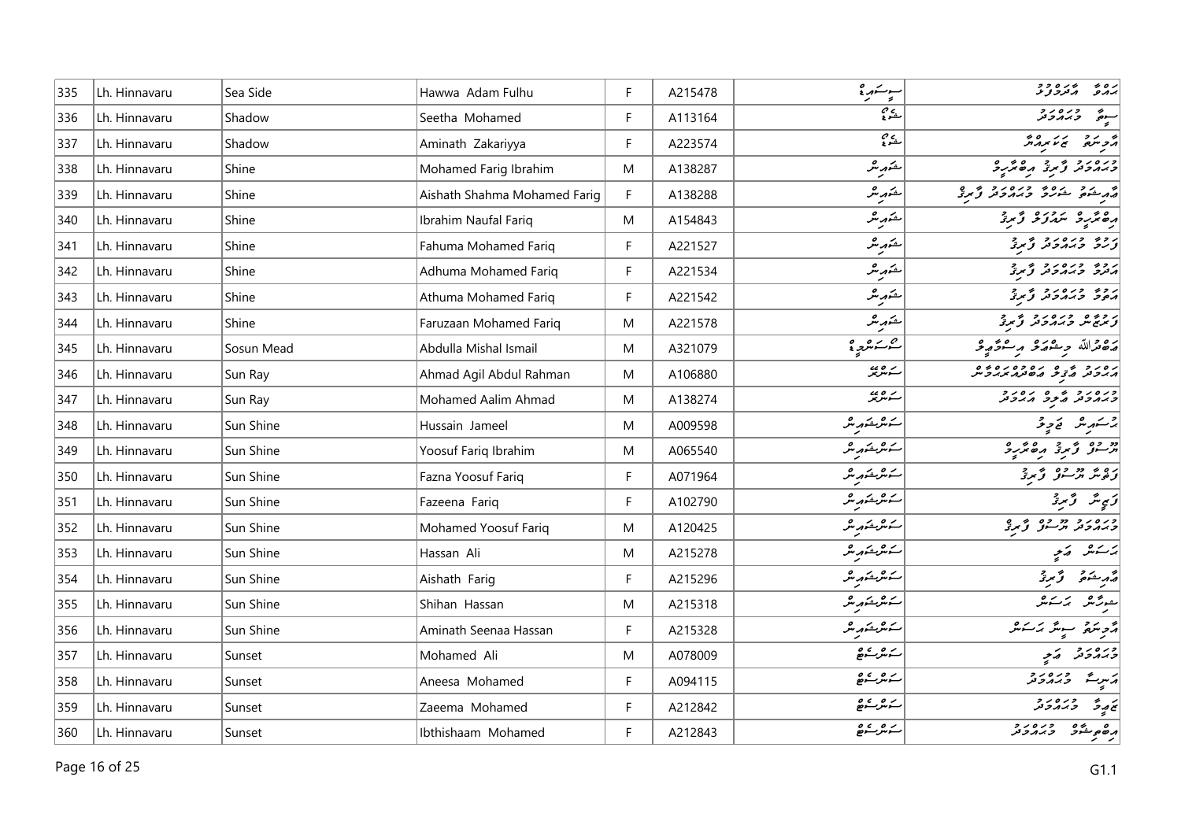| 335 | Lh. Hinnavaru | Sea Side | Hawwa Adam Fulhu | F | A215478 | ސީސައިޑް | ހައްވާ އާދަމްފުޅު |
|---|---|---|---|---|---|---|---|
| 336 | Lh. Hinnavaru | Shadow | Seetha Mohamed | F | A113164 | ޝެޑޯ | ސީތާ މުހައްމަދު |
| 337 | Lh. Hinnavaru | Shadow | Aminath Zakariyya | F | A223574 | ޝެޑޯ | އާމިނަތު ޒަކަރިއްޔާ |
| 338 | Lh. Hinnavaru | Shine | Mohamed Farig Ibrahim | M | A138287 | ޝައިން | މުހައްމަދު ފާރިޤު އިބްރާހީމް |
| 339 | Lh. Hinnavaru | Shine | Aishath Shahma Mohamed Farig | F | A138288 | ޝައިން | އާއިޝަތު ޝަހްމާ މުހައްމަދު ފާރިޤު |
| 340 | Lh. Hinnavaru | Shine | Ibrahim Naufal Fariq | M | A154843 | ޝައިން | އިބްރާހީމް ނައުފަލް ފާރިޤު |
| 341 | Lh. Hinnavaru | Shine | Fahuma Mohamed Fariq | F | A221527 | ޝައިން | ފަހުމާ މުހައްމަދު ފާރިޤު |
| 342 | Lh. Hinnavaru | Shine | Adhuma Mohamed Fariq | F | A221534 | ޝައިން | އަދުމާ މުހައްމަދު ފާރިޤު |
| 343 | Lh. Hinnavaru | Shine | Athuma Mohamed Fariq | F | A221542 | ޝައިން | އަތުމާ މުހައްމަދު ފާރިޤު |
| 344 | Lh. Hinnavaru | Shine | Faruzaan Mohamed Fariq | M | A221578 | ޝައިން | ފަރުޒާން މުހައްމަދު ފާރިޤު |
| 345 | Lh. Hinnavaru | Sosun Mead | Abdulla Mishal Ismail | M | A321079 | ސޯސަންމީޑް | އަބްދުﷲ މިޝްއަލް އިސްމާޢީލް |
| 346 | Lh. Hinnavaru | Sun Ray | Ahmad Agil Abdul Rahman | M | A106880 | ސަންރޭ | އަޙްމަދު އާގިލް އަބްދުއްރަޙްމާން |
| 347 | Lh. Hinnavaru | Sun Ray | Mohamed Aalim Ahmad | M | A138274 | ސަންރޭ | މުހައްމަދު އާލިމް އަޙްމަދު |
| 348 | Lh. Hinnavaru | Sun Shine | Hussain Jameel | M | A009598 | ސަންޝައިން | ހުސައިން ޖަމީލް |
| 349 | Lh. Hinnavaru | Sun Shine | Yoosuf Fariq Ibrahim | M | A065540 | ސަންޝައިން | ޔޫސުފް ފާރިޤު އިބްރާހީމް |
| 350 | Lh. Hinnavaru | Sun Shine | Fazna Yoosuf Fariq | F | A071964 | ސަންޝައިން | ފަޒްނާ ޔޫސުފް ފާރިޤު |
| 351 | Lh. Hinnavaru | Sun Shine | Fazeena Fariq | F | A102790 | ސަންޝައިން | ފަޒީނާ ފާރިޤު |
| 352 | Lh. Hinnavaru | Sun Shine | Mohamed Yoosuf Fariq | M | A120425 | ސަންޝައިން | މުހައްމަދު ޔޫސުފް ފާރިޤު |
| 353 | Lh. Hinnavaru | Sun Shine | Hassan Ali | M | A215278 | ސަންޝައިން | ހަސަން އަލީ |
| 354 | Lh. Hinnavaru | Sun Shine | Aishath Farig | F | A215296 | ސަންޝައިން | އާއިޝަތު ފާރިޤު |
| 355 | Lh. Hinnavaru | Sun Shine | Shihan Hassan | M | A215318 | ސަންޝައިން | ޝިހާން ހަސަން |
| 356 | Lh. Hinnavaru | Sun Shine | Aminath Seenaa Hassan | F | A215328 | ސަންޝައިން | އާމިނަތު ސީނާ ހަސަން |
| 357 | Lh. Hinnavaru | Sunset | Mohamed Ali | M | A078009 | ސަންސެޓް | މުހައްމަދު އަލީ |
| 358 | Lh. Hinnavaru | Sunset | Aneesa Mohamed | F | A094115 | ސަންސެޓް | އަނީސާ މުހައްމަދު |
| 359 | Lh. Hinnavaru | Sunset | Zaeema Mohamed | F | A212842 | ސަންސެޓް | ޒައީމާ މުހައްމަދު |
| 360 | Lh. Hinnavaru | Sunset | Ibthishaam Mohamed | F | A212843 | ސަންސެޓް | އިބްތިޝާމް މުހައްމަދު |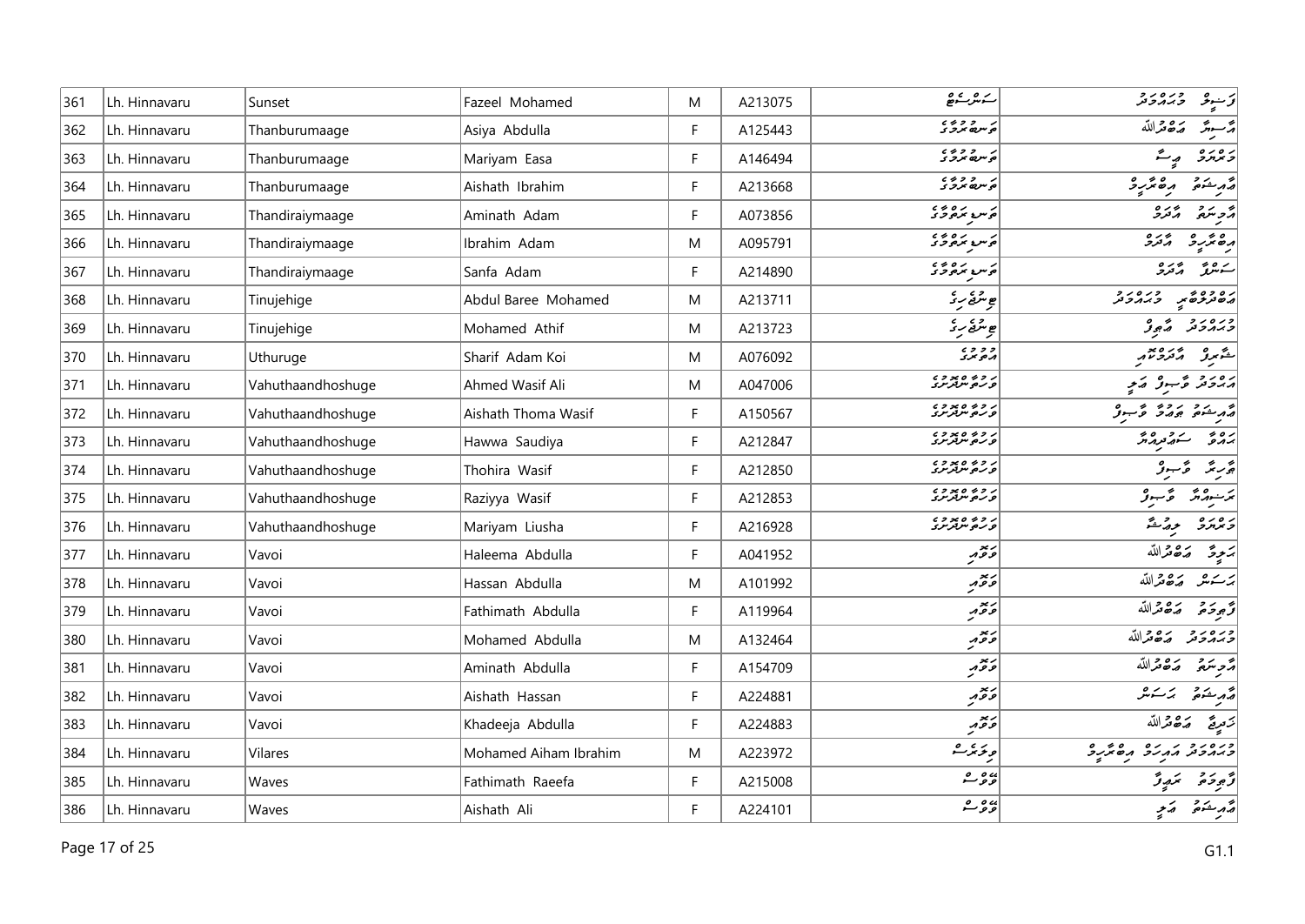| 361 | Lh. Hinnavaru | Sunset | Fazeel Mohamed | M | A213075 | ސަންސެޓް | ފަޒީލް މުޙައްމަދު |
|---|---|---|---|---|---|---|---|
| 362 | Lh. Hinnavaru | Thanburumaage | Asiya Abdulla | F | A125443 | ތަނބުރުމާގެ | އާސިޔާ އަބްދުﷲ |
| 363 | Lh. Hinnavaru | Thanburumaage | Mariyam Easa | F | A146494 | ތަނބުރުމާގެ | މަރިޔަމް ޢީސާ |
| 364 | Lh. Hinnavaru | Thanburumaage | Aishath Ibrahim | F | A213668 | ތަނބުރުމާގެ | ޢާއިޝަތު އިބްރާހީމް |
| 365 | Lh. Hinnavaru | Thandiraiymaage | Aminath Adam | F | A073856 | ތަންދިރައިމާގެ | އާމިނަތު އާދަމް |
| 366 | Lh. Hinnavaru | Thandiraiymaage | Ibrahim Adam | M | A095791 | ތަންދިރައިމާގެ | އިބްރާހީމް އާދަމް |
| 367 | Lh. Hinnavaru | Thandiraiymaage | Sanfa Adam | F | A214890 | ތަންދިރައިމާގެ | ސަންފާ އާދަމް |
| 368 | Lh. Hinnavaru | Tinujehige | Abdul Baree Mohamed | M | A213711 | ޓިނުޖެހިގެ | އަބްދުލްބާރީ މުޙައްމަދު |
| 369 | Lh. Hinnavaru | Tinujehige | Mohamed Athif | M | A213723 | ޓިނުޖެހިގެ | މުޙައްމަދު އާތިފް |
| 370 | Lh. Hinnavaru | Uthuruge | Sharif Adam Koi | M | A076092 | އުތުރުގެ | ޝާރިފް އާދަމްކޮއި |
| 371 | Lh. Hinnavaru | Vahuthaandhoshuge | Ahmed Wasif Ali | M | A047006 | ވަހުތާންދޮށުގެ | އަޙްމަދު ވާސިފް ޢަލީ |
| 372 | Lh. Hinnavaru | Vahuthaandhoshuge | Aishath Thoma Wasif | F | A150567 | ވަހުތާންދޮށުގެ | ޢާއިޝަތު ތޯމާ ވާސިފް |
| 373 | Lh. Hinnavaru | Vahuthaandhoshuge | Hawwa Saudiya | F | A212847 | ވަހުތާންދޮށުގެ | ހައްވާ ސަޢުދިއްޔާ |
| 374 | Lh. Hinnavaru | Vahuthaandhoshuge | Thohira Wasif | F | A212850 | ވަހުތާންދޮށުގެ | ޠާހިރާ ވާސިފް |
| 375 | Lh. Hinnavaru | Vahuthaandhoshuge | Raziyya Wasif | F | A212853 | ވަހުތާންދޮށުގެ | ރަޟިއްޔާ ވާސިފް |
| 376 | Lh. Hinnavaru | Vahuthaandhoshuge | Mariyam Liusha | F | A216928 | ވަހުތާންދޮށުގެ | މަރިޔަމް ލިއުޝާ |
| 377 | Lh. Hinnavaru | Vavoi | Haleema Abdulla | F | A041952 | ވަވޮއި | ހަލީމާ އަބްދުﷲ |
| 378 | Lh. Hinnavaru | Vavoi | Hassan Abdulla | M | A101992 | ވަވޮއި | ހަސަން އަބްދުﷲ |
| 379 | Lh. Hinnavaru | Vavoi | Fathimath Abdulla | F | A119964 | ވަވޮއި | ފާތިމަތު އަބްދުﷲ |
| 380 | Lh. Hinnavaru | Vavoi | Mohamed Abdulla | M | A132464 | ވަވޮއި | މުޙައްމަދު އަބްދުﷲ |
| 381 | Lh. Hinnavaru | Vavoi | Aminath Abdulla | F | A154709 | ވަވޮއި | އާމިނަތު އަބްދުﷲ |
| 382 | Lh. Hinnavaru | Vavoi | Aishath Hassan | F | A224881 | ވަވޮއި | ޢާއިޝަތު ހަސަން |
| 383 | Lh. Hinnavaru | Vavoi | Khadeeja Abdulla | F | A224883 | ވަވޮއި | ޚަދީޖާ އަބްދުﷲ |
| 384 | Lh. Hinnavaru | Vilares | Mohamed Aiham Ibrahim | M | A223972 | ވިލަރެސް | މުޙައްމަދު އައިހަމް އިބްރާހީމް |
| 385 | Lh. Hinnavaru | Waves | Fathimath Raeefa | F | A215008 | ވޭވްސް | ފާތިމަތު ރައީފާ |
| 386 | Lh. Hinnavaru | Waves | Aishath Ali | F | A224101 | ވޭވްސް | ޢާއިޝަތު ޢަލީ |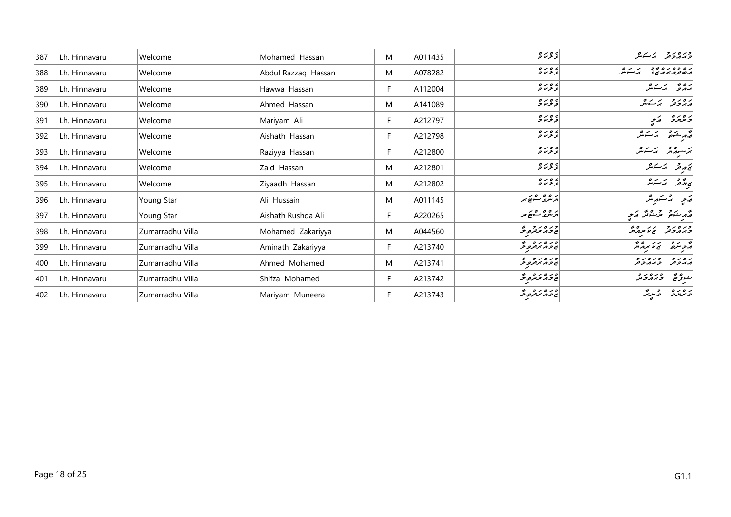| 387 | Lh. Hinnavaru | Welcome | Mohamed Hassan | M | A011435 | ޚުޝްއާމަދީ | މުހައްމަދު ހަސަން |
|---|---|---|---|---|---|---|---|
| 388 | Lh. Hinnavaru | Welcome | Abdul Razzaq Hassan | M | A078282 | ޚުޝްއާމަދީ | އަބްދުއްރައްޒާޤު ހަސަން |
| 389 | Lh. Hinnavaru | Welcome | Hawwa Hassan | F | A112004 | ޚުޝްއާމަދީ | ހައްވާ ހަސަން |
| 390 | Lh. Hinnavaru | Welcome | Ahmed Hassan | M | A141089 | ޚުޝްއާމަދީ | އަހްމަދު ހަސަން |
| 391 | Lh. Hinnavaru | Welcome | Mariyam Ali | F | A212797 | ޚުޝްއާމަދީ | މަރިޔަމް އަލި |
| 392 | Lh. Hinnavaru | Welcome | Aishath Hassan | F | A212798 | ޚުޝްއާމަދީ | އާއިޝަތު ހަސަން |
| 393 | Lh. Hinnavaru | Welcome | Raziyya Hassan | F | A212800 | ޚުޝްއާމަދީ | ރާޒިޔާ ހަސަން |
| 394 | Lh. Hinnavaru | Welcome | Zaid Hassan | M | A212801 | ޚުޝްއާމަދީ | ޒައިދު ހަސަން |
| 395 | Lh. Hinnavaru | Welcome | Ziyaadh Hassan | M | A212802 | ޚުޝްއާމަދީ | ޒިޔާދު ހަސަން |
| 396 | Lh. Hinnavaru | Young Star | Ali Hussain | M | A011145 | ޔަންގް ސްޓާރ | އަލި ހުސައިން |
| 397 | Lh. Hinnavaru | Young Star | Aishath Rushda Ali | F | A220265 | ޔަންގް ސްޓާރ | އާއިޝަތު ރުޝްދާ އަލި |
| 398 | Lh. Hinnavaru | Zumarradhu Villa | Mohamed Zakariyya | M | A044560 | ޒުމައްރަދުވިލާ | މުހައްމަދު ޒަކަރިއްޔާ |
| 399 | Lh. Hinnavaru | Zumarradhu Villa | Aminath Zakariyya | F | A213740 | ޒުމައްރަދުވިލާ | އާމިނަތު ޒަކަރިއްޔާ |
| 400 | Lh. Hinnavaru | Zumarradhu Villa | Ahmed Mohamed | M | A213741 | ޒުމައްރަދުވިލާ | އަހްމަދު މުހައްމަދު |
| 401 | Lh. Hinnavaru | Zumarradhu Villa | Shifza Mohamed | F | A213742 | ޒުމައްރަދުވިލާ | ޝިފްޒާ މުހައްމަދު |
| 402 | Lh. Hinnavaru | Zumarradhu Villa | Mariyam Muneera | F | A213743 | ޒުމައްރަދުވިލާ | މަރިޔަމް މުނީރާ |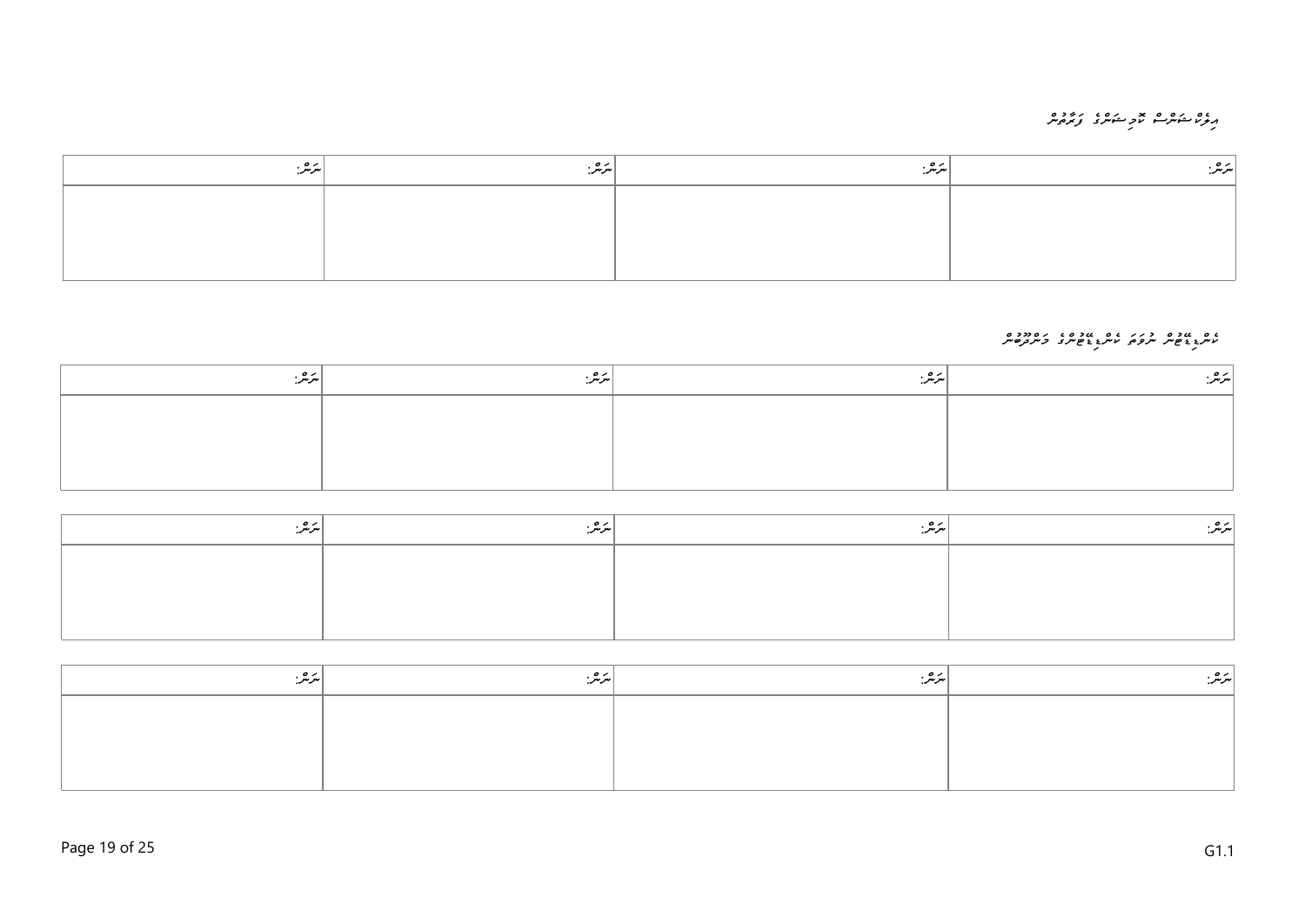## ޢިލްމް ސަރަސް ކުދި ސަރަސް ފަރާތުން

| ނަން: | ނަން: | ނަން: | ނަން: |
|---|---|---|---|
| | | | |

## ކުންފުނީތަކުން ނުވަތަ ކުންފުނީތައް ގަނޑުގެން

| ނަން: | ނަން: | ނަން: | ނަން: |
|---|---|---|---|
| | | | |

| ނަން: | ނަން: | ނަން: | ނަން: |
|---|---|---|---|
| | | | |

| ނަން: | ނަން: | ނަން: | ނަން: |
|---|---|---|---|
| | | | |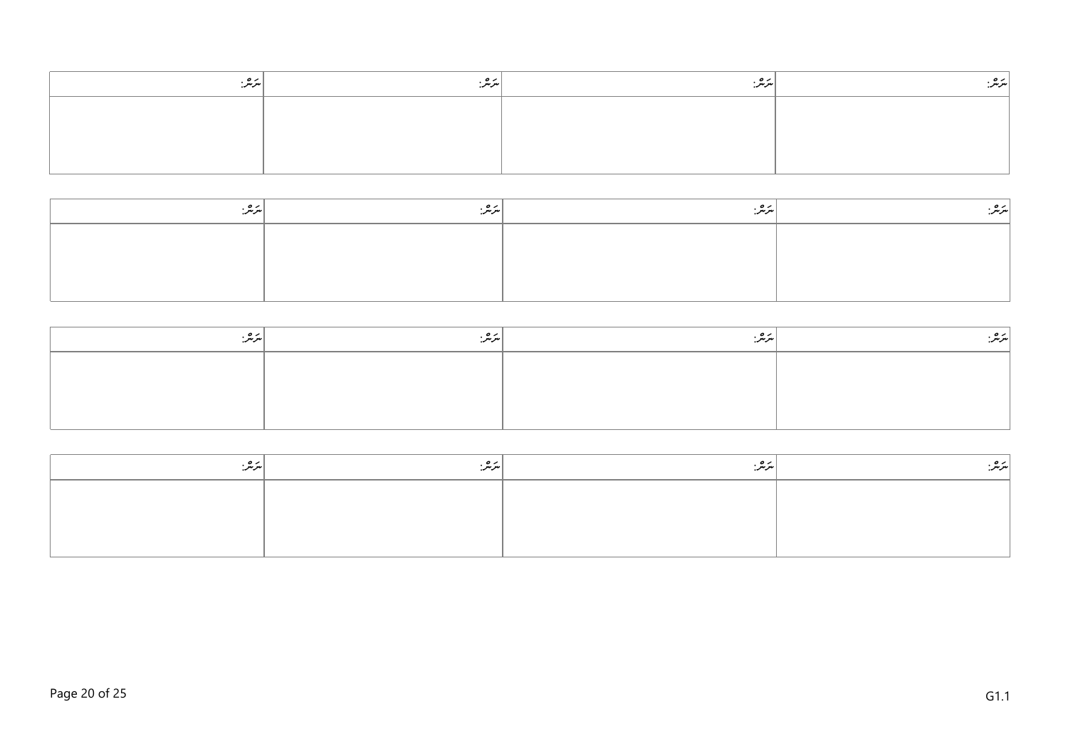| ނަރުގެ: | ނަރުގެ: | ނަރުގެ: | ނަރުގެ: |
|---|---|---|---|
| | | | |

| ނަރުގެ: | ނަރުގެ: | ނަރުގެ: | ނަރުގެ: |
|---|---|---|---|
| | | | |

| ނަރުގެ: | ނަރުގެ: | ނަރުގެ: | ނަރުގެ: |
|---|---|---|---|
| | | | |

| ނަރުގެ: | ނަރުގެ: | ނަރުގެ: | ނަރުގެ: |
|---|---|---|---|
| | | | |

G1.1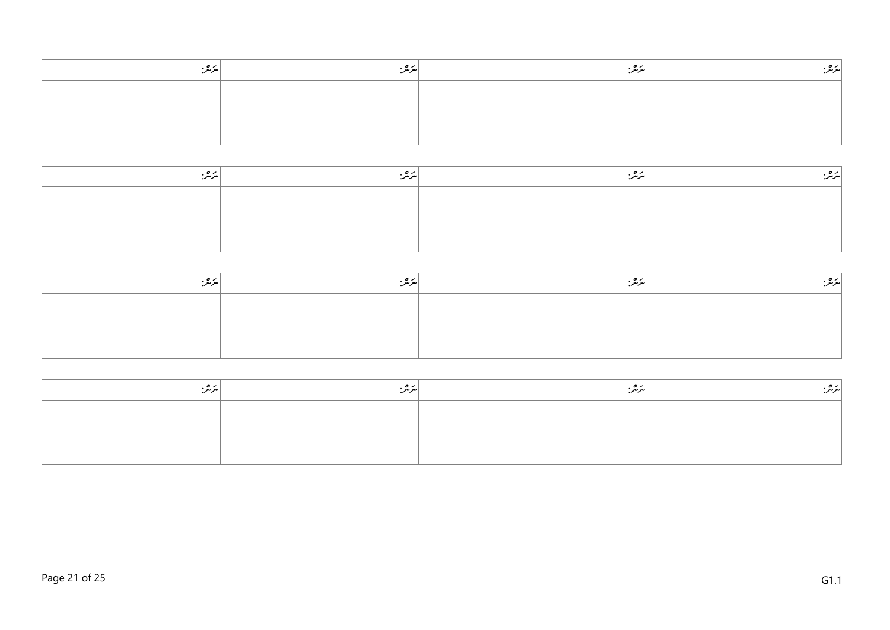| ނަރުދ: | ނަރުދ: | ނަރުދ: | ނަރުދ: |
|---|---|---|---|
| | | | |

| ނަރުދ: | ނަރުދ: | ނަރުދ: | ނަރުދ: |
|---|---|---|---|
| | | | |

| ނަރުދ: | ނަރުދ: | ނަރުދ: | ނަރުދ: |
|---|---|---|---|
| | | | |

| ނަރުދ: | ނަރުދ: | ނަރުދ: | ނަރުދ: |
|---|---|---|---|
| | | | |

G1.1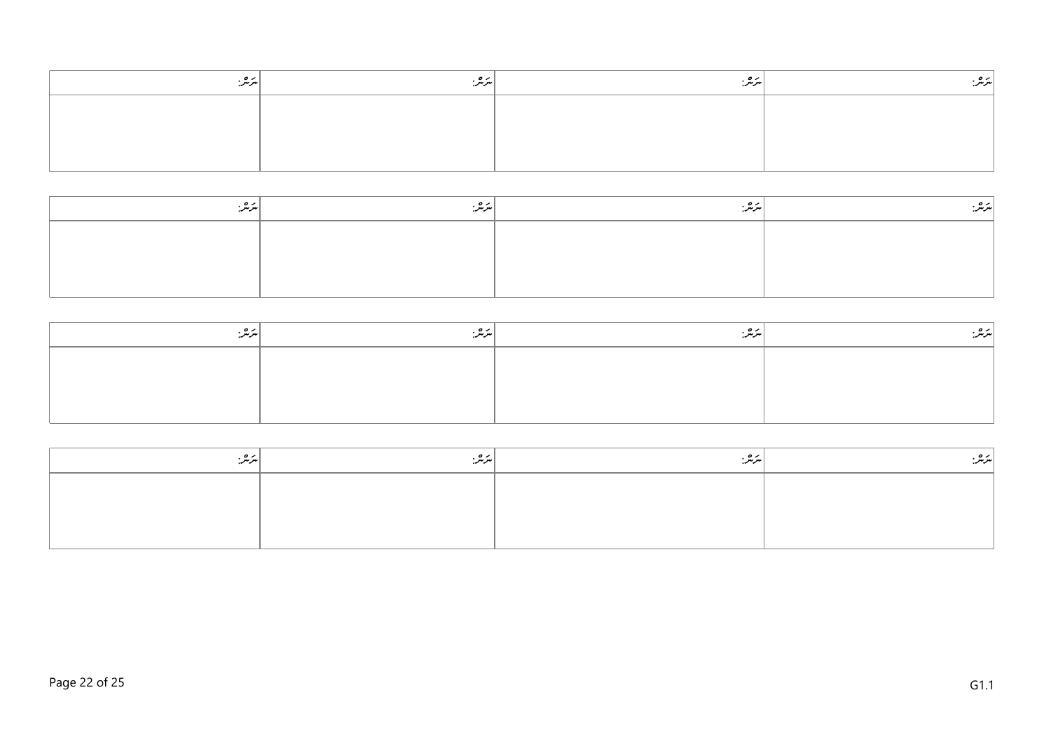| ނަރުދ: | ނަރުދ: | ނަރުދ: | ނަރުދ: |
| --- | --- | --- | --- |
| | | | |

| ނަރުދ: | ނަރުދ: | ނަރުދ: | ނަރުދ: |
| --- | --- | --- | --- |
| | | | |

| ނަރުދ: | ނަރުދ: | ނަރުދ: | ނަރުދ: |
| --- | --- | --- | --- |
| | | | |

| ނަރުދ: | ނަރުދ: | ނަރުދ: | ނަރުދ: |
| --- | --- | --- | --- |
| | | | |

G1.1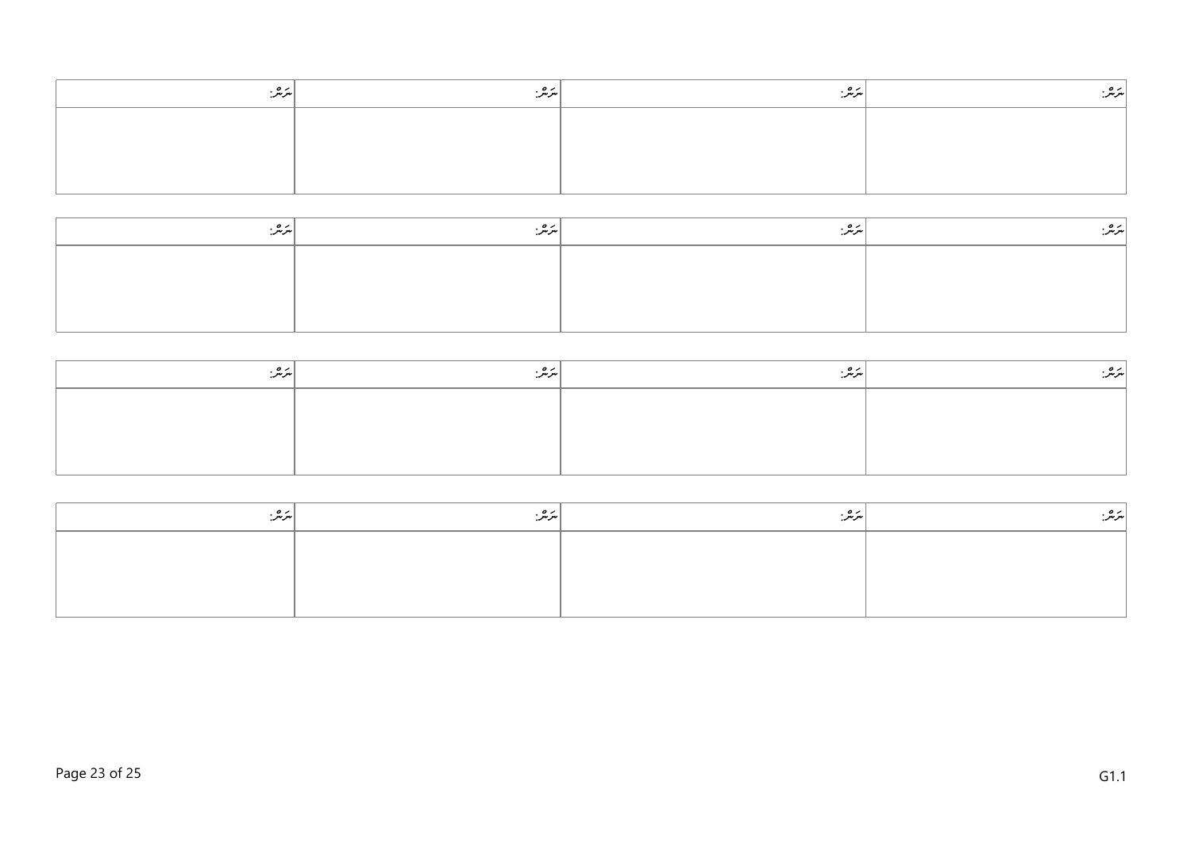| ނަންބަރު: | ނަންބަރު: | ނަންބަރު: | ނަންބަރު: |
|---|---|---|---|
| | | | |

| ނަންބަރު: | ނަންބަރު: | ނަންބަރު: | ނަންބަރު: |
|---|---|---|---|
| | | | |

| ނަންބަރު: | ނަންބަރު: | ނަންބަރު: | ނަންބަރު: |
|---|---|---|---|
| | | | |

| ނަންބަރު: | ނަންބަރު: | ނަންބަރު: | ނަންބަރު: |
|---|---|---|---|
| | | | |

G1.1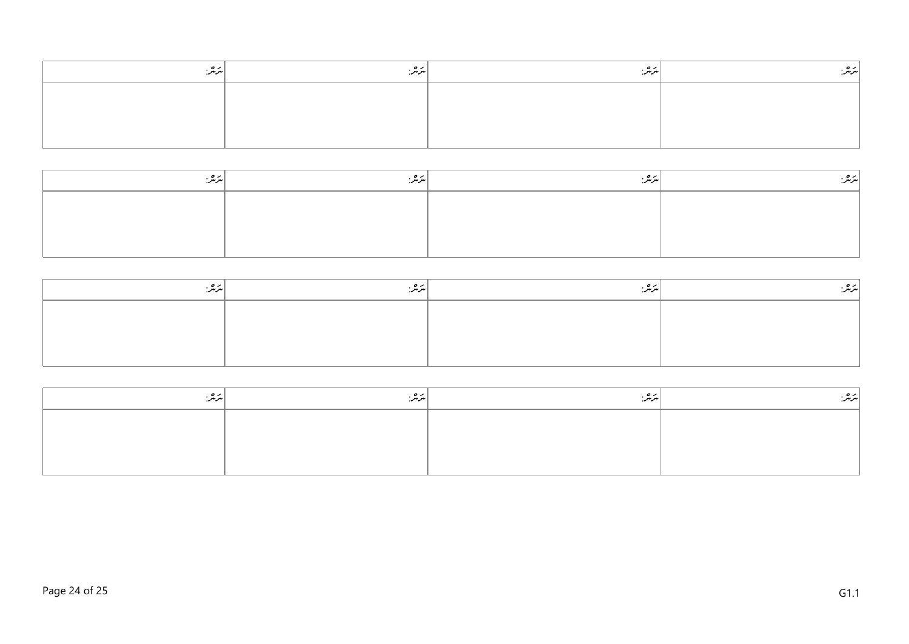| ނަރަ޷: | ނަރަ޷: | ނަރަ޷: | ނަރަ޷: |
| --- | --- | --- | --- |
| | | | |

| ނަރަ޷: | ނަރަ޷: | ނަރަ޷: | ނަރަ޷: |
| --- | --- | --- | --- |
| | | | |

| ނަރަ޷: | ނަރަ޷: | ނަރަ޷: | ނަރަ޷: |
| --- | --- | --- | --- |
| | | | |

| ނަރަ޷: | ނަރަ޷: | ނަރަ޷: | ނަރަ޷: |
| --- | --- | --- | --- |
| | | | |

G1.1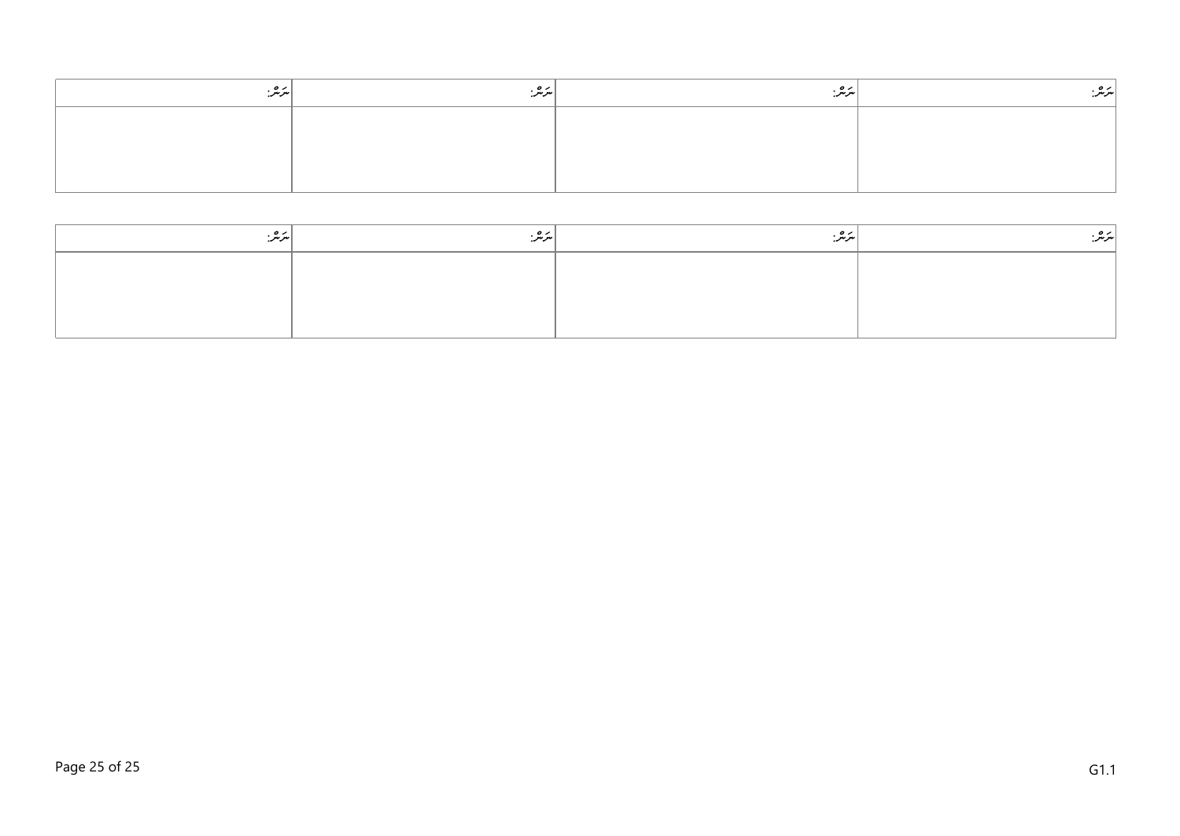| ނަަން: | ނަަން: | ނަަން: | ނަަން: |
| --- | --- | --- | --- |
| | | | |

| ނަަން: | ނަަން: | ނަަން: | ނަަން: |
| --- | --- | --- | --- |
| | | | |

G1.1